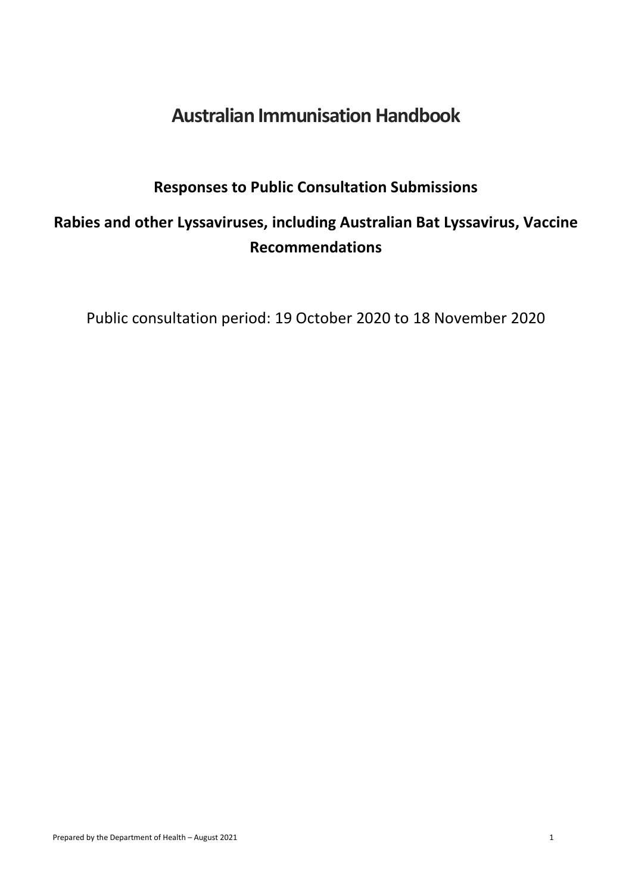# Australian Immunisation Handbook

## Responses to Public Consultation Submissions

## Rabies and other Lyssaviruses, including Australian Bat Lyssavirus, Vaccine Recommendations

Public consultation period: 19 October 2020 to 18 November 2020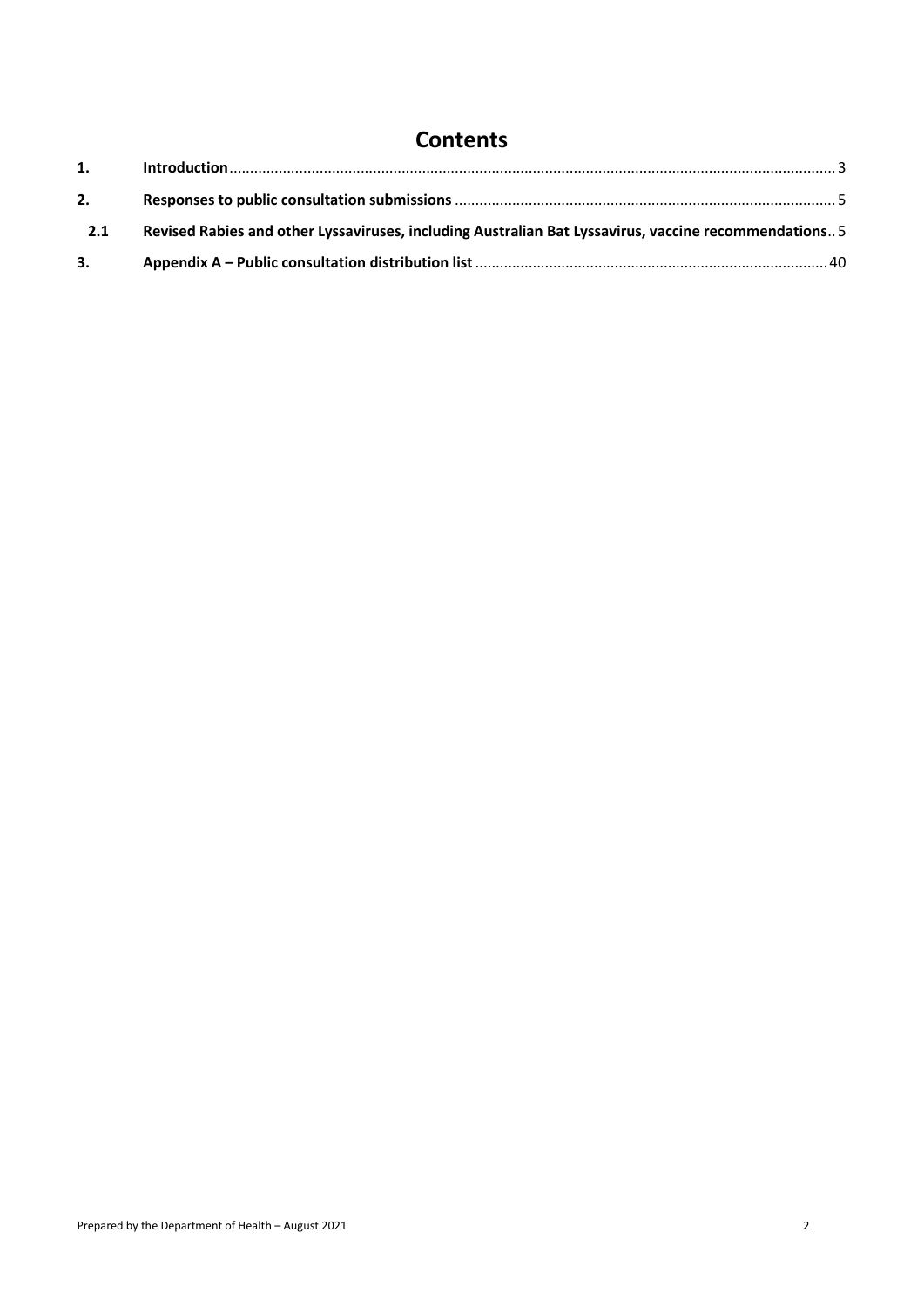# Contents

| | | |
|---|---|---|
| **1.** | **Introduction** | 3 |
| **2.** | **Responses to public consultation submissions** | 5 |
| **2.1** | **Revised Rabies and other Lyssaviruses, including Australian Bat Lyssavirus, vaccine recommendations** | 5 |
| **3.** | **Appendix A – Public consultation distribution list** | 40 |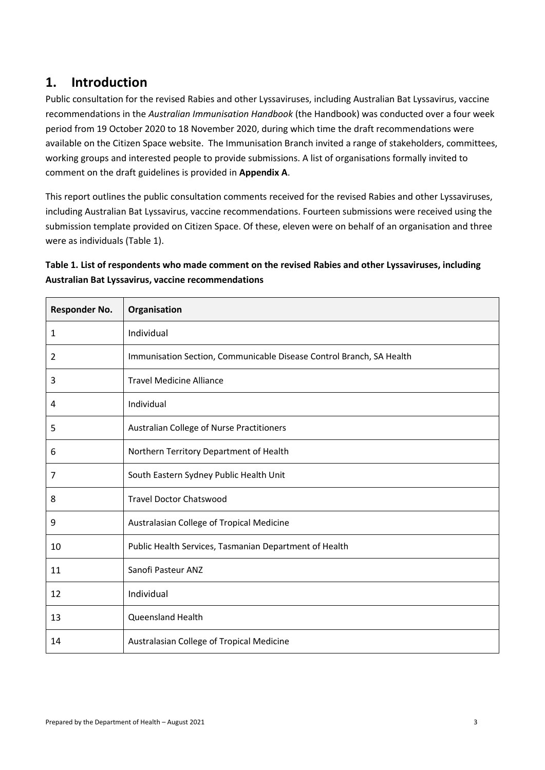# 1. Introduction

Public consultation for the revised Rabies and other Lyssaviruses, including Australian Bat Lyssavirus, vaccine recommendations in the *Australian Immunisation Handbook* (the Handbook) was conducted over a four week period from 19 October 2020 to 18 November 2020, during which time the draft recommendations were available on the Citizen Space website. The Immunisation Branch invited a range of stakeholders, committees, working groups and interested people to provide submissions. A list of organisations formally invited to comment on the draft guidelines is provided in **Appendix A**.

This report outlines the public consultation comments received for the revised Rabies and other Lyssaviruses, including Australian Bat Lyssavirus, vaccine recommendations. Fourteen submissions were received using the submission template provided on Citizen Space. Of these, eleven were on behalf of an organisation and three were as individuals (Table 1).

**Table 1. List of respondents who made comment on the revised Rabies and other Lyssaviruses, including Australian Bat Lyssavirus, vaccine recommendations**

| Responder No. | Organisation |
|---|---|
| 1 | Individual |
| 2 | Immunisation Section, Communicable Disease Control Branch, SA Health |
| 3 | Travel Medicine Alliance |
| 4 | Individual |
| 5 | Australian College of Nurse Practitioners |
| 6 | Northern Territory Department of Health |
| 7 | South Eastern Sydney Public Health Unit |
| 8 | Travel Doctor Chatswood |
| 9 | Australasian College of Tropical Medicine |
| 10 | Public Health Services, Tasmanian Department of Health |
| 11 | Sanofi Pasteur ANZ |
| 12 | Individual |
| 13 | Queensland Health |
| 14 | Australasian College of Tropical Medicine |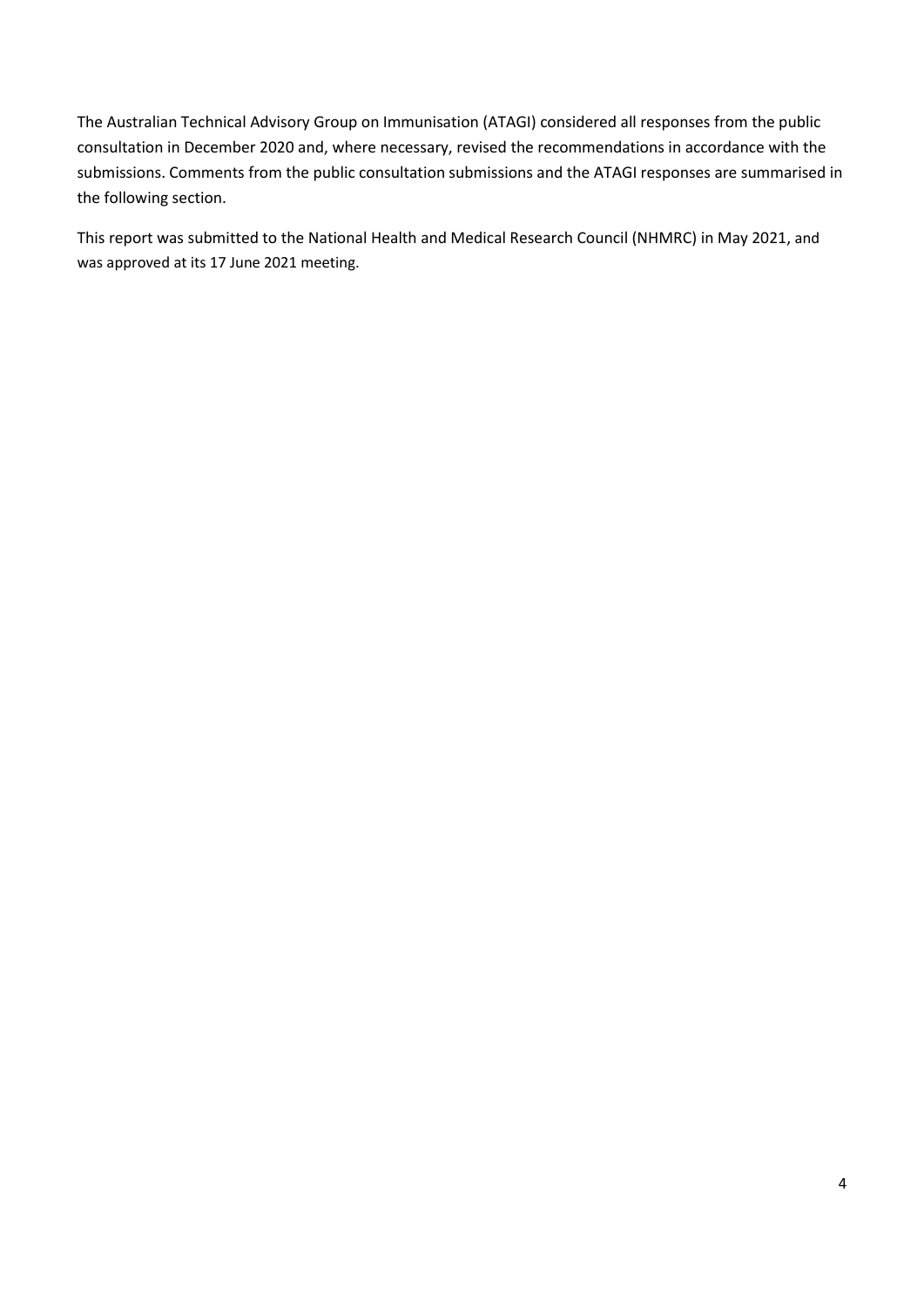The Australian Technical Advisory Group on Immunisation (ATAGI) considered all responses from the public consultation in December 2020 and, where necessary, revised the recommendations in accordance with the submissions. Comments from the public consultation submissions and the ATAGI responses are summarised in the following section.

This report was submitted to the National Health and Medical Research Council (NHMRC) in May 2021, and was approved at its 17 June 2021 meeting.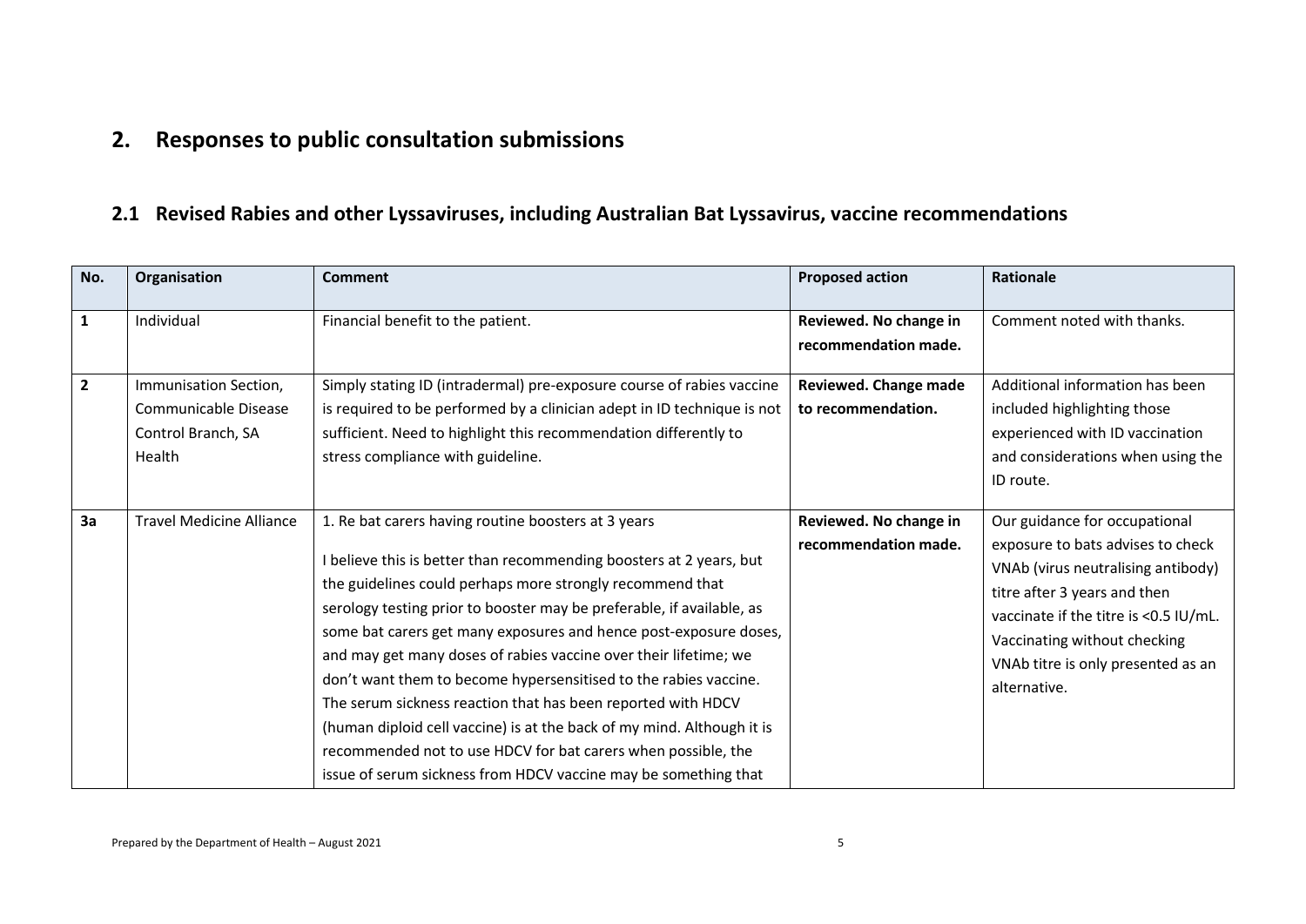## 2. Responses to public consultation submissions

### 2.1 Revised Rabies and other Lyssaviruses, including Australian Bat Lyssavirus, vaccine recommendations

| No. | Organisation | Comment | Proposed action | Rationale |
|---|---|---|---|---|
| **1** | Individual | Financial benefit to the patient. | **Reviewed. No change in recommendation made.** | Comment noted with thanks. |
| **2** | Immunisation Section, Communicable Disease Control Branch, SA Health | Simply stating ID (intradermal) pre-exposure course of rabies vaccine is required to be performed by a clinician adept in ID technique is not sufficient. Need to highlight this recommendation differently to stress compliance with guideline. | **Reviewed. Change made to recommendation.** | Additional information has been included highlighting those experienced with ID vaccination and considerations when using the ID route. |
| **3a** | Travel Medicine Alliance | 1. Re bat carers having routine boosters at 3 years<br><br>I believe this is better than recommending boosters at 2 years, but the guidelines could perhaps more strongly recommend that serology testing prior to booster may be preferable, if available, as some bat carers get many exposures and hence post-exposure doses, and may get many doses of rabies vaccine over their lifetime; we don't want them to become hypersensitised to the rabies vaccine. The serum sickness reaction that has been reported with HDCV (human diploid cell vaccine) is at the back of my mind. Although it is recommended not to use HDCV for bat carers when possible, the issue of serum sickness from HDCV vaccine may be something that | **Reviewed. No change in recommendation made.** | Our guidance for occupational exposure to bats advises to check VNAb (virus neutralising antibody) titre after 3 years and then vaccinate if the titre is <0.5 IU/mL. Vaccinating without checking VNAb titre is only presented as an alternative. |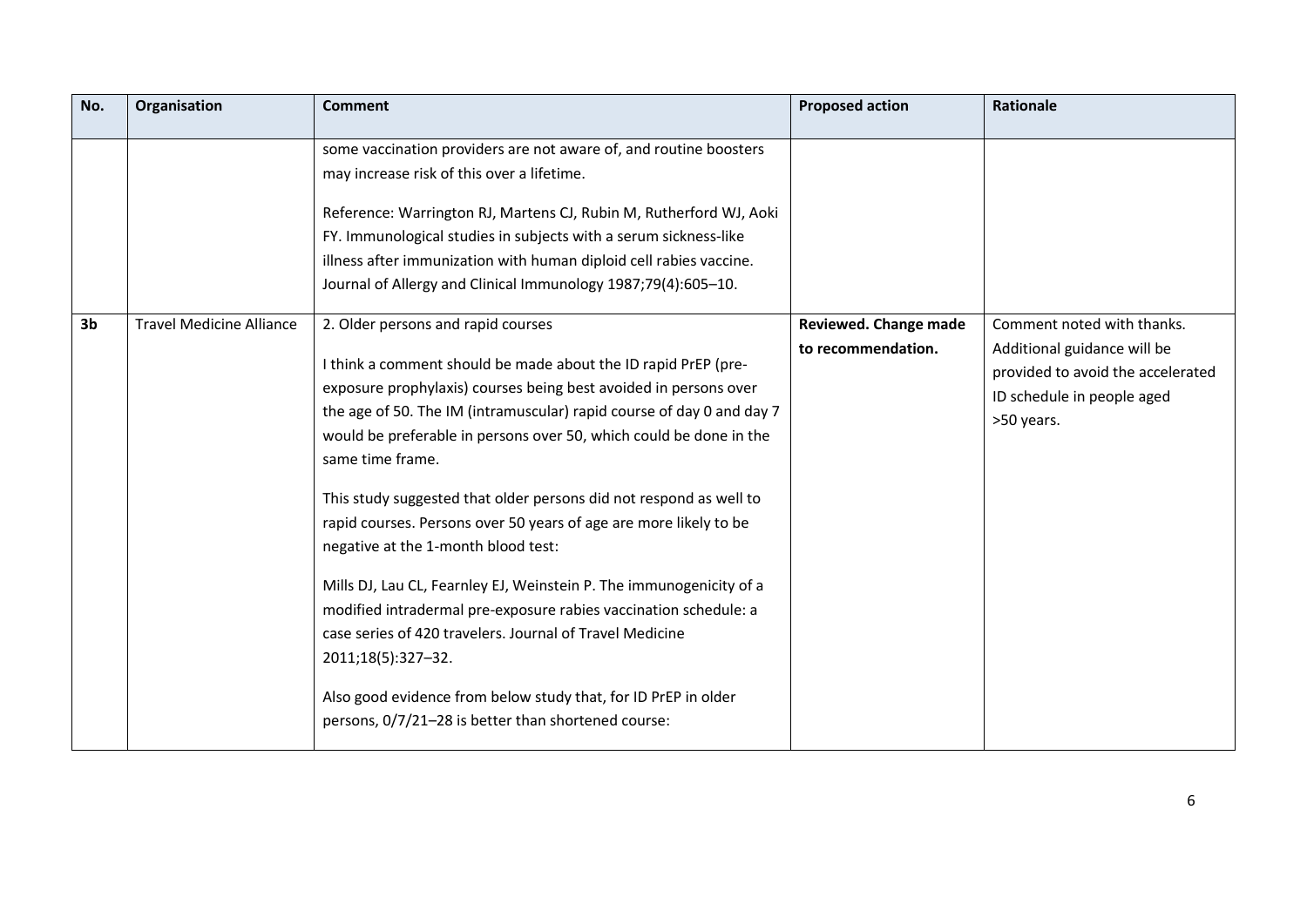| No. | Organisation | Comment | Proposed action | Rationale |
|---|---|---|---|---|
| | | some vaccination providers are not aware of, and routine boosters may increase risk of this over a lifetime.<br><br>Reference: Warrington RJ, Martens CJ, Rubin M, Rutherford WJ, Aoki FY. Immunological studies in subjects with a serum sickness-like illness after immunization with human diploid cell rabies vaccine. Journal of Allergy and Clinical Immunology 1987;79(4):605–10. | | |
| **3b** | Travel Medicine Alliance | 2. Older persons and rapid courses<br><br>I think a comment should be made about the ID rapid PrEP (pre-exposure prophylaxis) courses being best avoided in persons over the age of 50. The IM (intramuscular) rapid course of day 0 and day 7 would be preferable in persons over 50, which could be done in the same time frame.<br><br>This study suggested that older persons did not respond as well to rapid courses. Persons over 50 years of age are more likely to be negative at the 1-month blood test:<br><br>Mills DJ, Lau CL, Fearnley EJ, Weinstein P. The immunogenicity of a modified intradermal pre-exposure rabies vaccination schedule: a case series of 420 travelers. Journal of Travel Medicine 2011;18(5):327–32.<br><br>Also good evidence from below study that, for ID PrEP in older persons, 0/7/21–28 is better than shortened course: | **Reviewed. Change made to recommendation.** | Comment noted with thanks. Additional guidance will be provided to avoid the accelerated ID schedule in people aged >50 years. |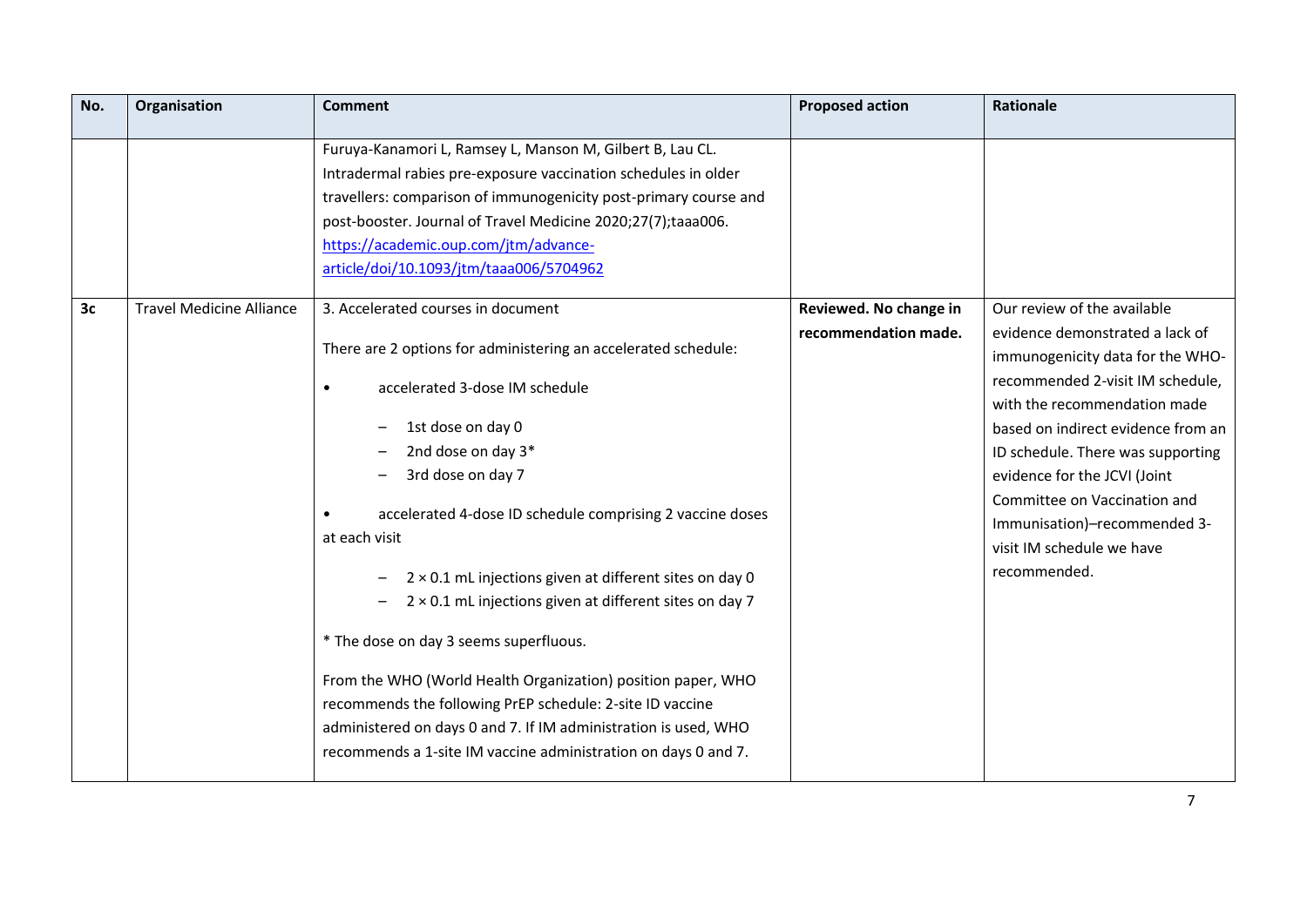| No. | Organisation | Comment | Proposed action | Rationale |
|---|---|---|---|---|
| | | Furuya-Kanamori L, Ramsey L, Manson M, Gilbert B, Lau CL. Intradermal rabies pre-exposure vaccination schedules in older travellers: comparison of immunogenicity post-primary course and post-booster. Journal of Travel Medicine 2020;27(7);taaa006. https://academic.oup.com/jtm/advance-article/doi/10.1093/jtm/taaa006/5704962 | | |
| **3c** | Travel Medicine Alliance | 3. Accelerated courses in document<br><br>There are 2 options for administering an accelerated schedule:<br><br>• accelerated 3-dose IM schedule<br>– 1st dose on day 0<br>– 2nd dose on day 3*<br>– 3rd dose on day 7<br><br>• accelerated 4-dose ID schedule comprising 2 vaccine doses at each visit<br>– 2 × 0.1 mL injections given at different sites on day 0<br>– 2 × 0.1 mL injections given at different sites on day 7<br><br>* The dose on day 3 seems superfluous.<br><br>From the WHO (World Health Organization) position paper, WHO recommends the following PrEP schedule: 2-site ID vaccine administered on days 0 and 7. If IM administration is used, WHO recommends a 1-site IM vaccine administration on days 0 and 7. | **Reviewed. No change in recommendation made.** | Our review of the available evidence demonstrated a lack of immunogenicity data for the WHO-recommended 2-visit IM schedule, with the recommendation made based on indirect evidence from an ID schedule. There was supporting evidence for the JCVI (Joint Committee on Vaccination and Immunisation)–recommended 3-visit IM schedule we have recommended. |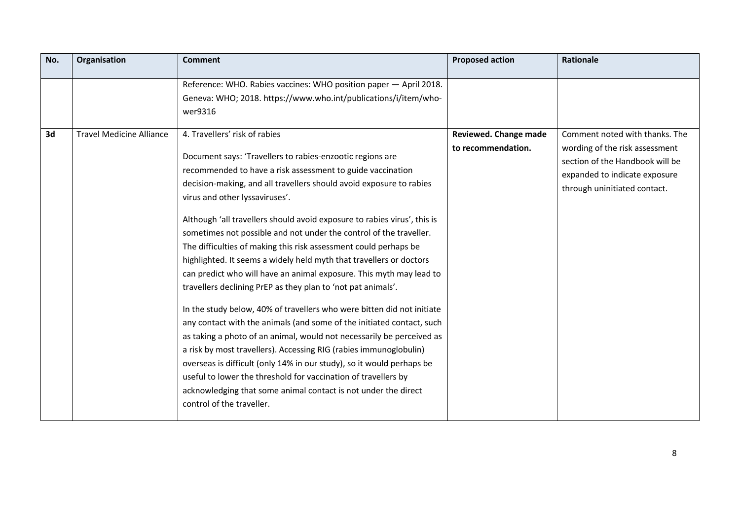| No. | Organisation | Comment | Proposed action | Rationale |
|---|---|---|---|---|
| | | Reference: WHO. Rabies vaccines: WHO position paper — April 2018. Geneva: WHO; 2018. https://www.who.int/publications/i/item/who-wer9316 | | |
| **3d** | Travel Medicine Alliance | 4. Travellers' risk of rabies<br><br>Document says: 'Travellers to rabies-enzootic regions are recommended to have a risk assessment to guide vaccination decision-making, and all travellers should avoid exposure to rabies virus and other lyssaviruses'.<br><br>Although 'all travellers should avoid exposure to rabies virus', this is sometimes not possible and not under the control of the traveller. The difficulties of making this risk assessment could perhaps be highlighted. It seems a widely held myth that travellers or doctors can predict who will have an animal exposure. This myth may lead to travellers declining PrEP as they plan to 'not pat animals'.<br><br>In the study below, 40% of travellers who were bitten did not initiate any contact with the animals (and some of the initiated contact, such as taking a photo of an animal, would not necessarily be perceived as a risk by most travellers). Accessing RIG (rabies immunoglobulin) overseas is difficult (only 14% in our study), so it would perhaps be useful to lower the threshold for vaccination of travellers by acknowledging that some animal contact is not under the direct control of the traveller. | **Reviewed. Change made to recommendation.** | Comment noted with thanks. The wording of the risk assessment section of the Handbook will be expanded to indicate exposure through uninitiated contact. |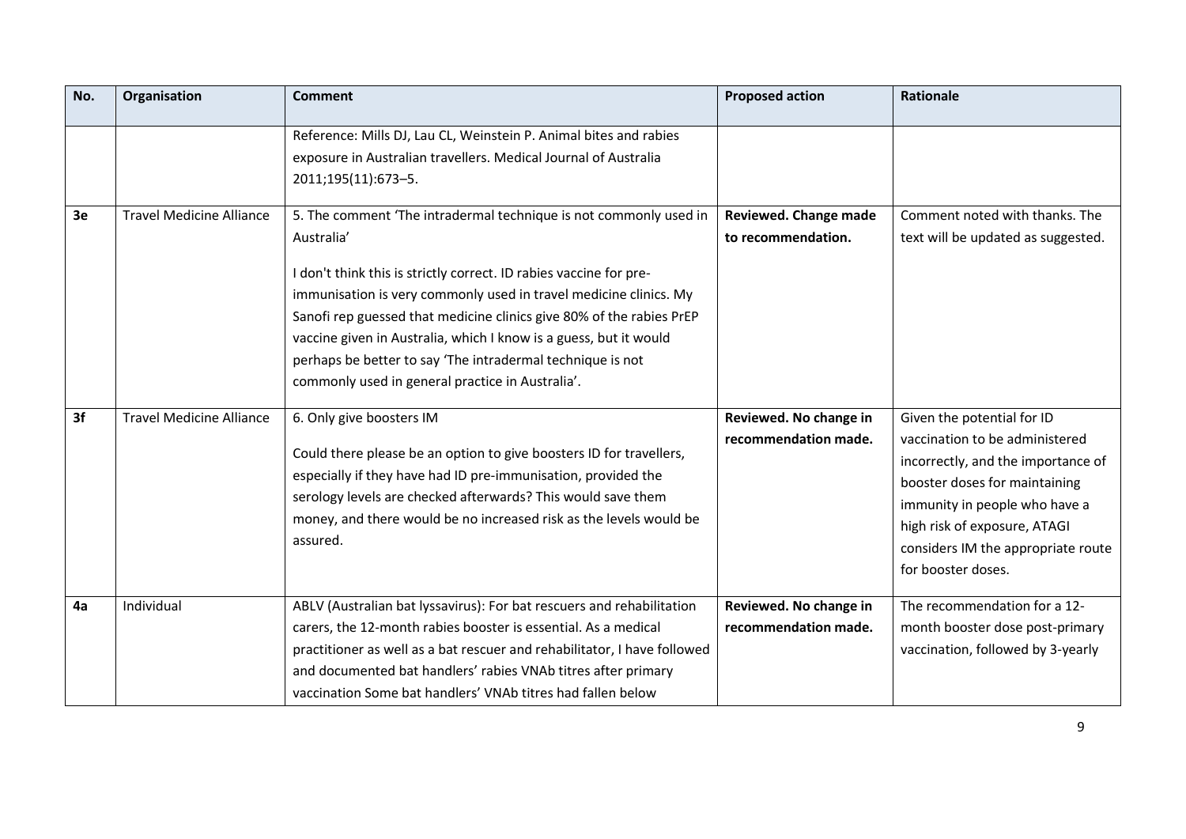| No. | Organisation | Comment | Proposed action | Rationale |
|---|---|---|---|---|
| | | Reference: Mills DJ, Lau CL, Weinstein P. Animal bites and rabies exposure in Australian travellers. Medical Journal of Australia 2011;195(11):673–5. | | |
| 3e | Travel Medicine Alliance | 5. The comment 'The intradermal technique is not commonly used in Australia'<br><br>I don't think this is strictly correct. ID rabies vaccine for pre-immunisation is very commonly used in travel medicine clinics. My Sanofi rep guessed that medicine clinics give 80% of the rabies PrEP vaccine given in Australia, which I know is a guess, but it would perhaps be better to say 'The intradermal technique is not commonly used in general practice in Australia'. | **Reviewed. Change made to recommendation.** | Comment noted with thanks. The text will be updated as suggested. |
| 3f | Travel Medicine Alliance | 6. Only give boosters IM<br><br>Could there please be an option to give boosters ID for travellers, especially if they have had ID pre-immunisation, provided the serology levels are checked afterwards? This would save them money, and there would be no increased risk as the levels would be assured. | **Reviewed. No change in recommendation made.** | Given the potential for ID vaccination to be administered incorrectly, and the importance of booster doses for maintaining immunity in people who have a high risk of exposure, ATAGI considers IM the appropriate route for booster doses. |
| 4a | Individual | ABLV (Australian bat lyssavirus): For bat rescuers and rehabilitation carers, the 12-month rabies booster is essential. As a medical practitioner as well as a bat rescuer and rehabilitator, I have followed and documented bat handlers' rabies VNAb titres after primary vaccination Some bat handlers' VNAb titres had fallen below | **Reviewed. No change in recommendation made.** | The recommendation for a 12-month booster dose post-primary vaccination, followed by 3-yearly |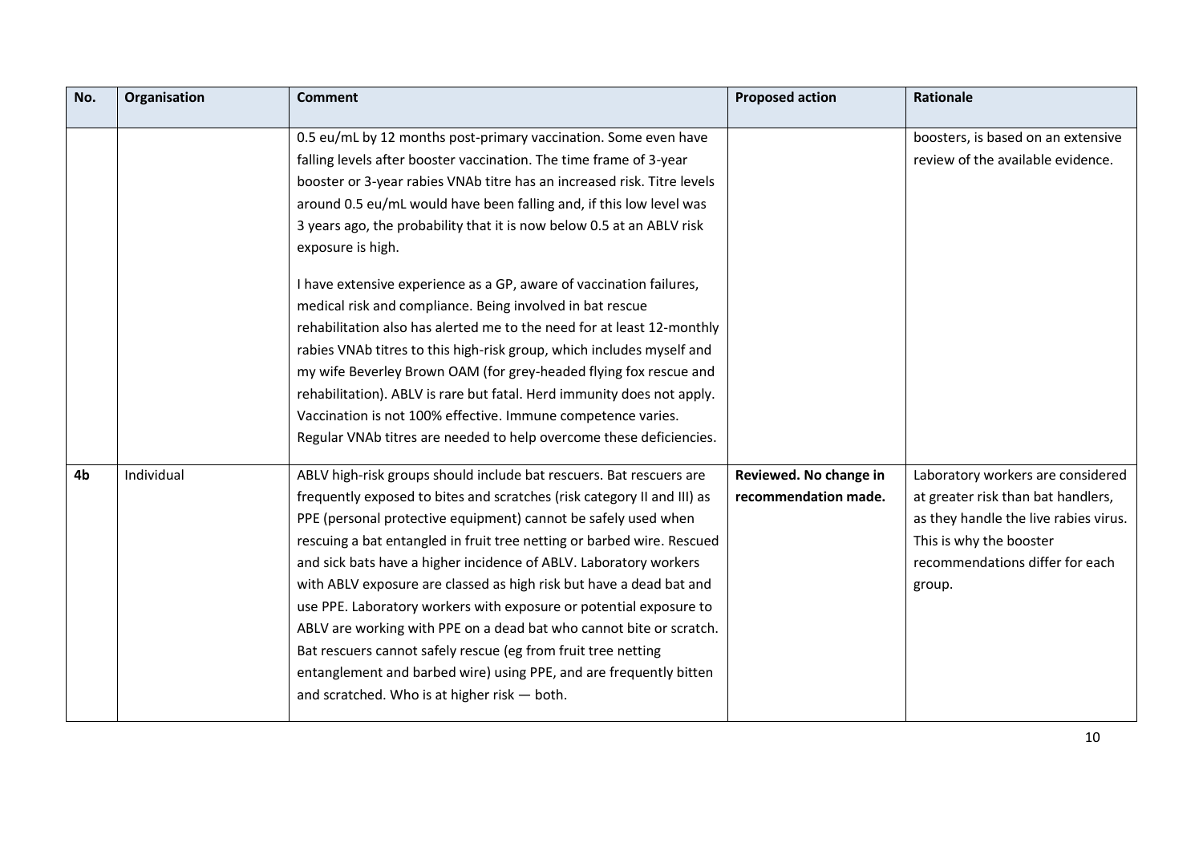| No. | Organisation | Comment | Proposed action | Rationale |
|---|---|---|---|---|
| | | 0.5 eu/mL by 12 months post-primary vaccination. Some even have falling levels after booster vaccination. The time frame of 3-year booster or 3-year rabies VNAb titre has an increased risk. Titre levels around 0.5 eu/mL would have been falling and, if this low level was 3 years ago, the probability that it is now below 0.5 at an ABLV risk exposure is high.<br><br>I have extensive experience as a GP, aware of vaccination failures, medical risk and compliance. Being involved in bat rescue rehabilitation also has alerted me to the need for at least 12-monthly rabies VNAb titres to this high-risk group, which includes myself and my wife Beverley Brown OAM (for grey-headed flying fox rescue and rehabilitation). ABLV is rare but fatal. Herd immunity does not apply. Vaccination is not 100% effective. Immune competence varies. Regular VNAb titres are needed to help overcome these deficiencies. | | boosters, is based on an extensive review of the available evidence. |
| **4b** | Individual | ABLV high-risk groups should include bat rescuers. Bat rescuers are frequently exposed to bites and scratches (risk category II and III) as PPE (personal protective equipment) cannot be safely used when rescuing a bat entangled in fruit tree netting or barbed wire. Rescued and sick bats have a higher incidence of ABLV. Laboratory workers with ABLV exposure are classed as high risk but have a dead bat and use PPE. Laboratory workers with exposure or potential exposure to ABLV are working with PPE on a dead bat who cannot bite or scratch. Bat rescuers cannot safely rescue (eg from fruit tree netting entanglement and barbed wire) using PPE, and are frequently bitten and scratched. Who is at higher risk — both. | **Reviewed. No change in recommendation made.** | Laboratory workers are considered at greater risk than bat handlers, as they handle the live rabies virus. This is why the booster recommendations differ for each group. |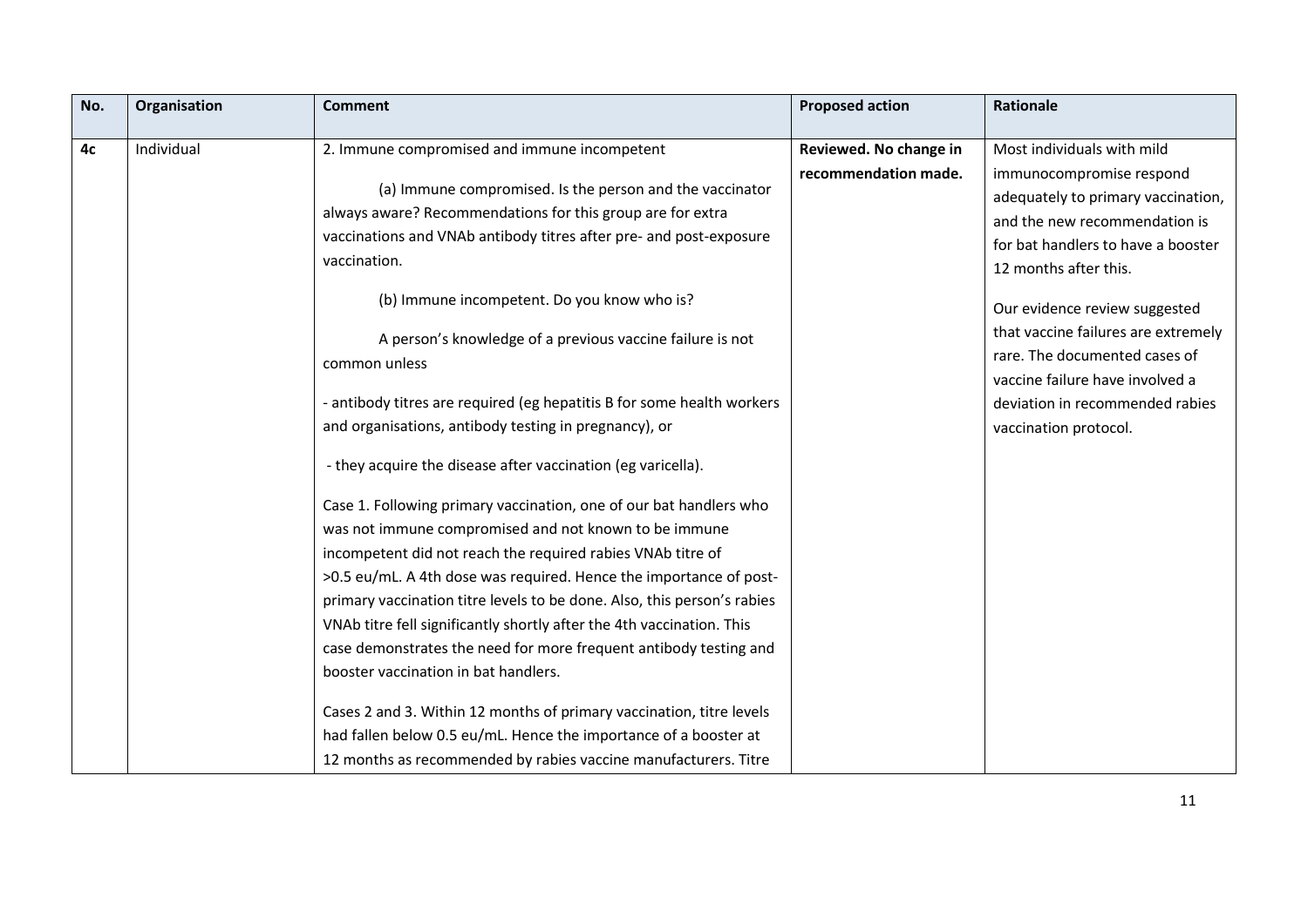| No. | Organisation | Comment | Proposed action | Rationale |
|---|---|---|---|---|
| 4c | Individual | 2. Immune compromised and immune incompetent<br><br>(a) Immune compromised. Is the person and the vaccinator always aware? Recommendations for this group are for extra vaccinations and VNAb antibody titres after pre- and post-exposure vaccination.<br><br>(b) Immune incompetent. Do you know who is?<br><br>A person's knowledge of a previous vaccine failure is not common unless<br><br>- antibody titres are required (eg hepatitis B for some health workers and organisations, antibody testing in pregnancy), or<br><br>- they acquire the disease after vaccination (eg varicella).<br><br>Case 1. Following primary vaccination, one of our bat handlers who was not immune compromised and not known to be immune incompetent did not reach the required rabies VNAb titre of >0.5 eu/mL. A 4th dose was required. Hence the importance of post-primary vaccination titre levels to be done. Also, this person's rabies VNAb titre fell significantly shortly after the 4th vaccination. This case demonstrates the need for more frequent antibody testing and booster vaccination in bat handlers.<br><br>Cases 2 and 3. Within 12 months of primary vaccination, titre levels had fallen below 0.5 eu/mL. Hence the importance of a booster at 12 months as recommended by rabies vaccine manufacturers. Titre | **Reviewed. No change in recommendation made.** | Most individuals with mild immunocompromise respond adequately to primary vaccination, and the new recommendation is for bat handlers to have a booster 12 months after this.<br><br>Our evidence review suggested that vaccine failures are extremely rare. The documented cases of vaccine failure have involved a deviation in recommended rabies vaccination protocol. |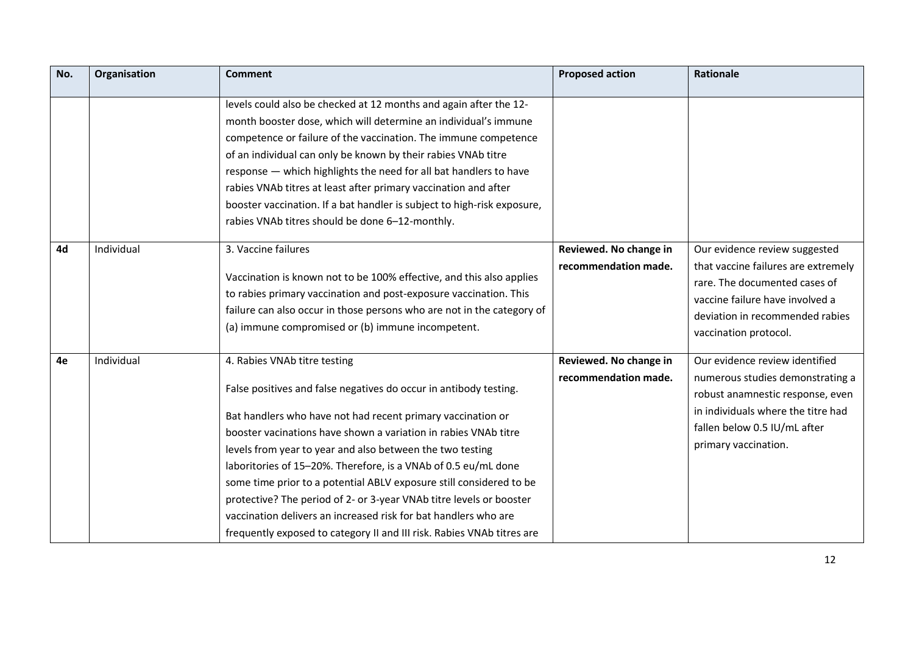| No. | Organisation | Comment | Proposed action | Rationale |
|---|---|---|---|---|
| | | levels could also be checked at 12 months and again after the 12-month booster dose, which will determine an individual's immune competence or failure of the vaccination. The immune competence of an individual can only be known by their rabies VNAb titre response — which highlights the need for all bat handlers to have rabies VNAb titres at least after primary vaccination and after booster vaccination. If a bat handler is subject to high-risk exposure, rabies VNAb titres should be done 6–12-monthly. | | |
| **4d** | Individual | 3. Vaccine failures<br><br>Vaccination is known not to be 100% effective, and this also applies to rabies primary vaccination and post-exposure vaccination. This failure can also occur in those persons who are not in the category of (a) immune compromised or (b) immune incompetent. | **Reviewed. No change in recommendation made.** | Our evidence review suggested that vaccine failures are extremely rare. The documented cases of vaccine failure have involved a deviation in recommended rabies vaccination protocol. |
| **4e** | Individual | 4. Rabies VNAb titre testing<br><br>False positives and false negatives do occur in antibody testing.<br><br>Bat handlers who have not had recent primary vaccination or booster vacinations have shown a variation in rabies VNAb titre levels from year to year and also between the two testing laboritories of 15–20%. Therefore, is a VNAb of 0.5 eu/mL done some time prior to a potential ABLV exposure still considered to be protective? The period of 2- or 3-year VNAb titre levels or booster vaccination delivers an increased risk for bat handlers who are frequently exposed to category II and III risk. Rabies VNAb titres are | **Reviewed. No change in recommendation made.** | Our evidence review identified numerous studies demonstrating a robust anamnestic response, even in individuals where the titre had fallen below 0.5 IU/mL after primary vaccination. |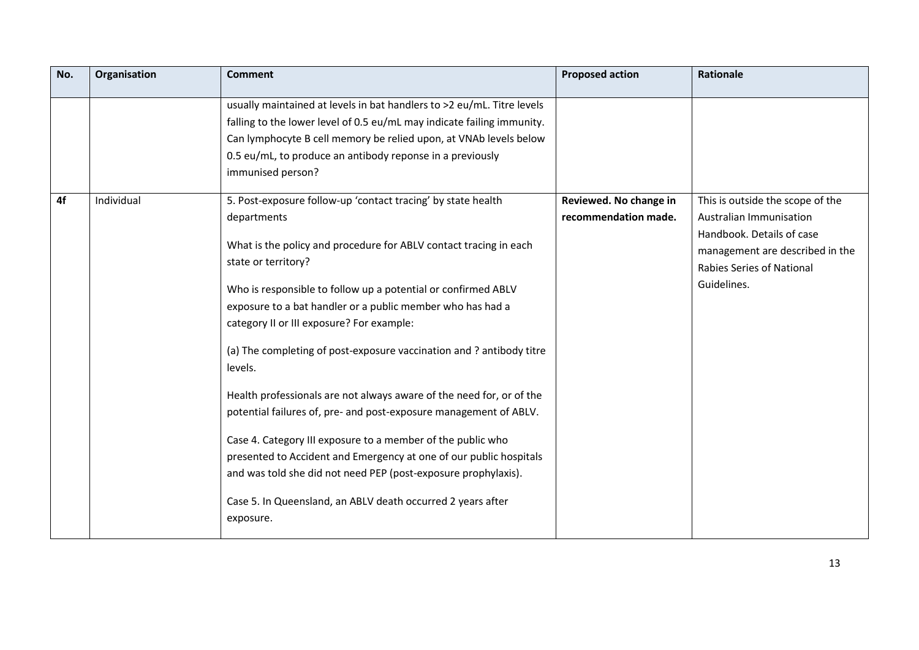| No. | Organisation | Comment | Proposed action | Rationale |
|---|---|---|---|---|
| | | usually maintained at levels in bat handlers to >2 eu/mL. Titre levels falling to the lower level of 0.5 eu/mL may indicate failing immunity. Can lymphocyte B cell memory be relied upon, at VNAb levels below 0.5 eu/mL, to produce an antibody reponse in a previously immunised person? | | |
| **4f** | Individual | 5. Post-exposure follow-up 'contact tracing' by state health departments<br><br>What is the policy and procedure for ABLV contact tracing in each state or territory?<br><br>Who is responsible to follow up a potential or confirmed ABLV exposure to a bat handler or a public member who has had a category II or III exposure? For example:<br><br>(a) The completing of post-exposure vaccination and ? antibody titre levels.<br><br>Health professionals are not always aware of the need for, or of the potential failures of, pre- and post-exposure management of ABLV.<br><br>Case 4. Category III exposure to a member of the public who presented to Accident and Emergency at one of our public hospitals and was told she did not need PEP (post-exposure prophylaxis).<br><br>Case 5. In Queensland, an ABLV death occurred 2 years after exposure. | **Reviewed. No change in recommendation made.** | This is outside the scope of the Australian Immunisation Handbook. Details of case management are described in the Rabies Series of National Guidelines. |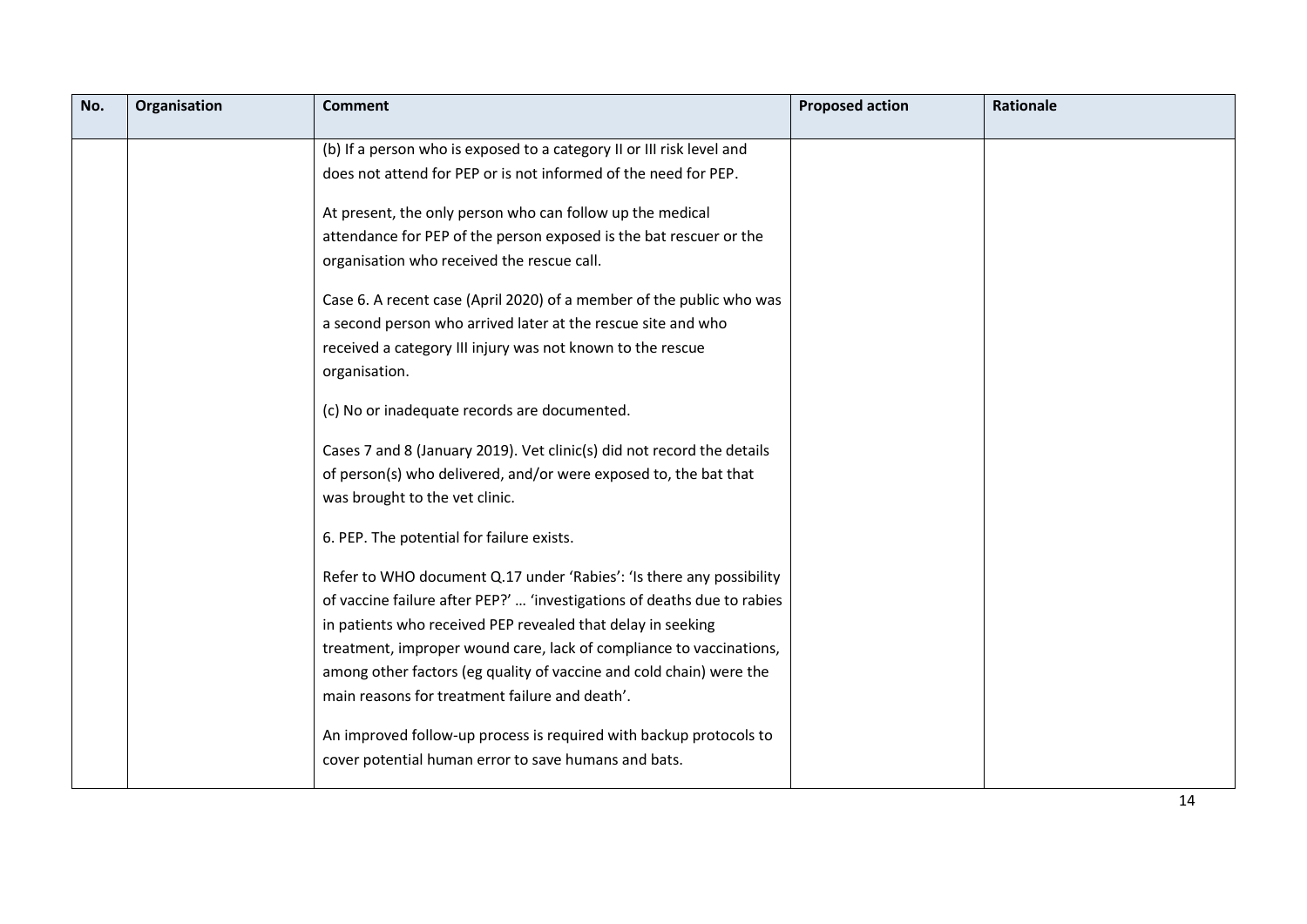| No. | Organisation | Comment | Proposed action | Rationale |
|---|---|---|---|---|
| | | (b) If a person who is exposed to a category II or III risk level and does not attend for PEP or is not informed of the need for PEP.<br><br>At present, the only person who can follow up the medical attendance for PEP of the person exposed is the bat rescuer or the organisation who received the rescue call.<br><br>Case 6. A recent case (April 2020) of a member of the public who was a second person who arrived later at the rescue site and who received a category III injury was not known to the rescue organisation.<br><br>(c) No or inadequate records are documented.<br><br>Cases 7 and 8 (January 2019). Vet clinic(s) did not record the details of person(s) who delivered, and/or were exposed to, the bat that was brought to the vet clinic.<br><br>6. PEP. The potential for failure exists.<br><br>Refer to WHO document Q.17 under 'Rabies': 'Is there any possibility of vaccine failure after PEP?' … 'investigations of deaths due to rabies in patients who received PEP revealed that delay in seeking treatment, improper wound care, lack of compliance to vaccinations, among other factors (eg quality of vaccine and cold chain) were the main reasons for treatment failure and death'.<br><br>An improved follow-up process is required with backup protocols to cover potential human error to save humans and bats. | | |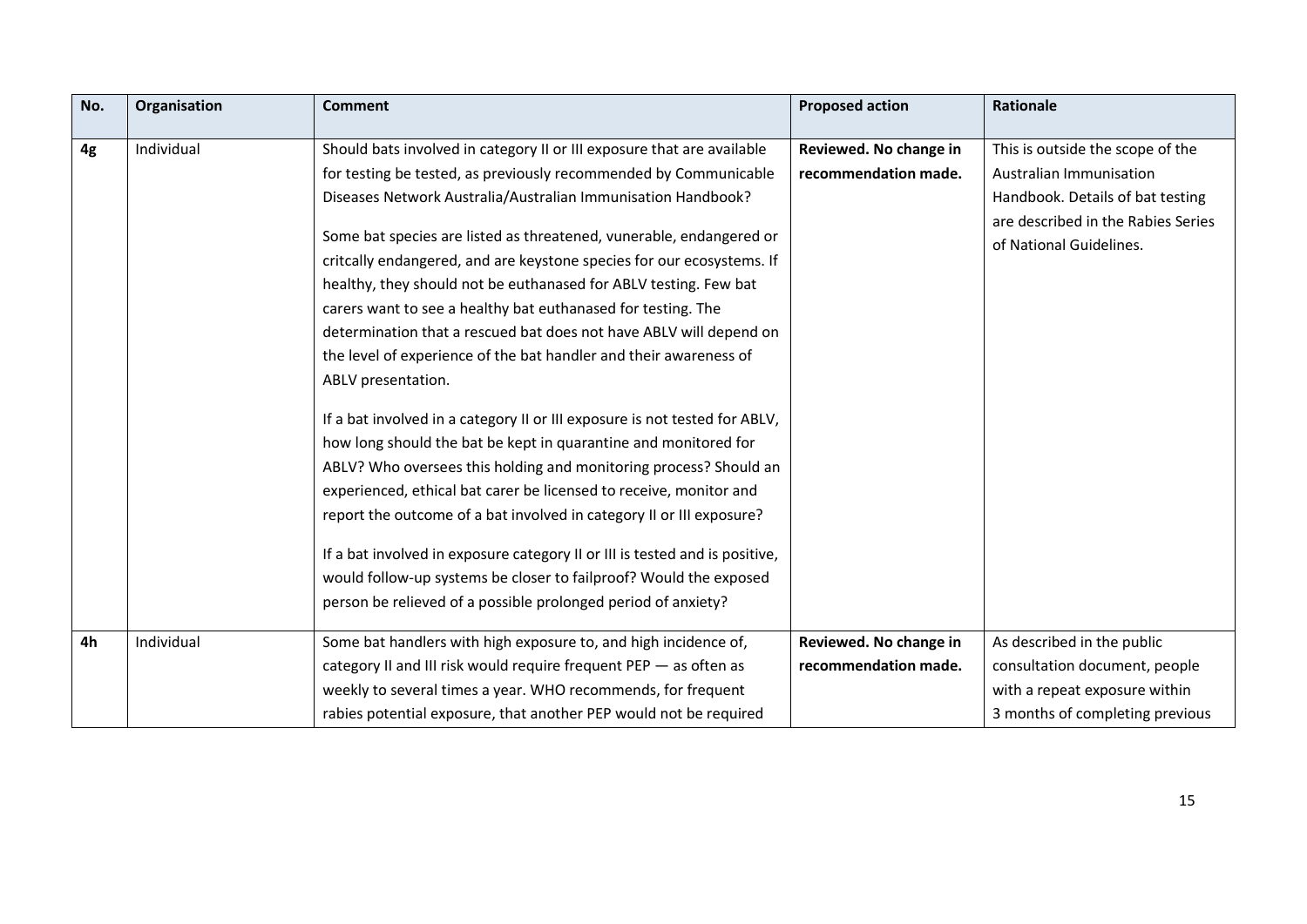| No. | Organisation | Comment | Proposed action | Rationale |
|---|---|---|---|---|
| 4g | Individual | Should bats involved in category II or III exposure that are available for testing be tested, as previously recommended by Communicable Diseases Network Australia/Australian Immunisation Handbook?<br><br>Some bat species are listed as threatened, vunerable, endangered or critcally endangered, and are keystone species for our ecosystems. If healthy, they should not be euthanased for ABLV testing. Few bat carers want to see a healthy bat euthanased for testing. The determination that a rescued bat does not have ABLV will depend on the level of experience of the bat handler and their awareness of ABLV presentation.<br><br>If a bat involved in a category II or III exposure is not tested for ABLV, how long should the bat be kept in quarantine and monitored for ABLV? Who oversees this holding and monitoring process? Should an experienced, ethical bat carer be licensed to receive, monitor and report the outcome of a bat involved in category II or III exposure?<br><br>If a bat involved in exposure category II or III is tested and is positive, would follow-up systems be closer to failproof? Would the exposed person be relieved of a possible prolonged period of anxiety? | **Reviewed. No change in recommendation made.** | This is outside the scope of the Australian Immunisation Handbook. Details of bat testing are described in the Rabies Series of National Guidelines. |
| 4h | Individual | Some bat handlers with high exposure to, and high incidence of, category II and III risk would require frequent PEP — as often as weekly to several times a year. WHO recommends, for frequent rabies potential exposure, that another PEP would not be required | **Reviewed. No change in recommendation made.** | As described in the public consultation document, people with a repeat exposure within 3 months of completing previous |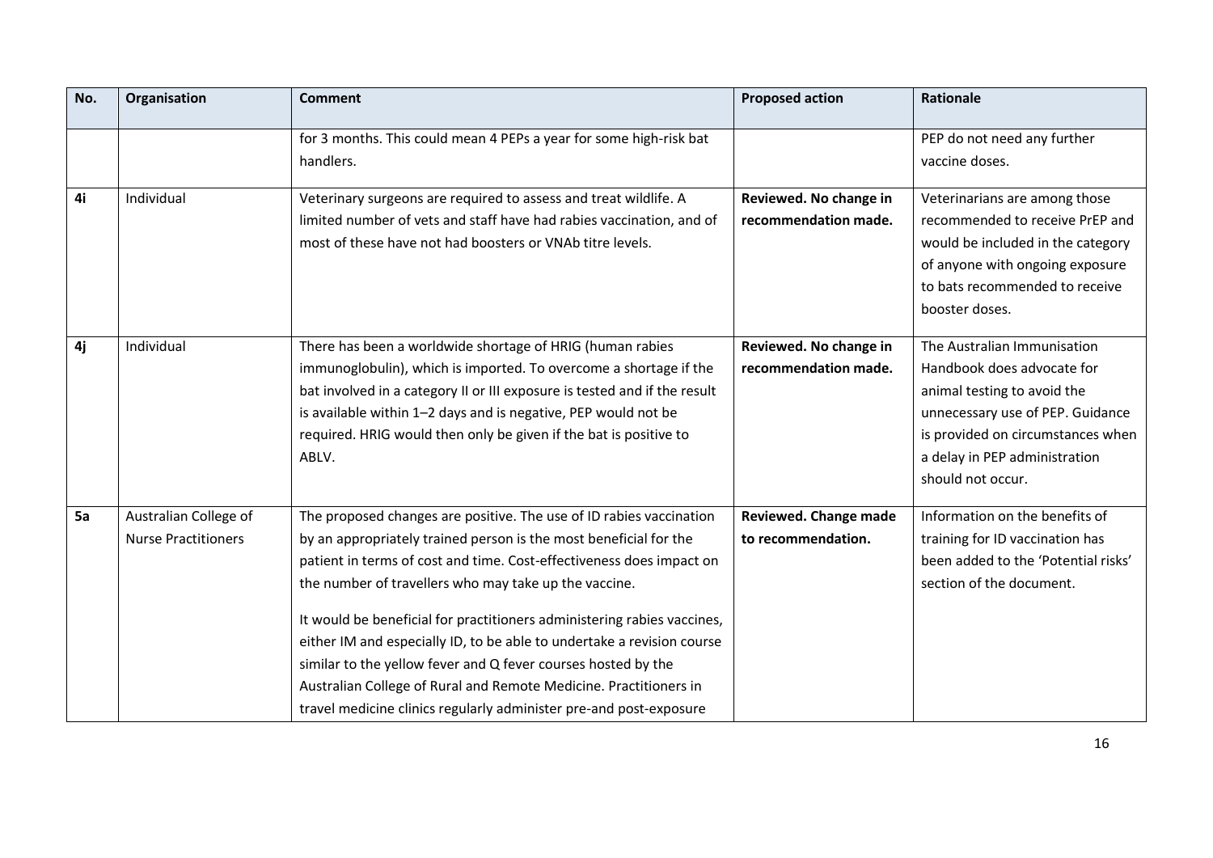| No. | Organisation | Comment | Proposed action | Rationale |
|---|---|---|---|---|
| | | for 3 months. This could mean 4 PEPs a year for some high-risk bat handlers. | | PEP do not need any further vaccine doses. |
| **4i** | Individual | Veterinary surgeons are required to assess and treat wildlife. A limited number of vets and staff have had rabies vaccination, and of most of these have not had boosters or VNAb titre levels. | **Reviewed. No change in recommendation made.** | Veterinarians are among those recommended to receive PrEP and would be included in the category of anyone with ongoing exposure to bats recommended to receive booster doses. |
| **4j** | Individual | There has been a worldwide shortage of HRIG (human rabies immunoglobulin), which is imported. To overcome a shortage if the bat involved in a category II or III exposure is tested and if the result is available within 1–2 days and is negative, PEP would not be required. HRIG would then only be given if the bat is positive to ABLV. | **Reviewed. No change in recommendation made.** | The Australian Immunisation Handbook does advocate for animal testing to avoid the unnecessary use of PEP. Guidance is provided on circumstances when a delay in PEP administration should not occur. |
| **5a** | Australian College of Nurse Practitioners | The proposed changes are positive. The use of ID rabies vaccination by an appropriately trained person is the most beneficial for the patient in terms of cost and time. Cost-effectiveness does impact on the number of travellers who may take up the vaccine.<br><br>It would be beneficial for practitioners administering rabies vaccines, either IM and especially ID, to be able to undertake a revision course similar to the yellow fever and Q fever courses hosted by the Australian College of Rural and Remote Medicine. Practitioners in travel medicine clinics regularly administer pre-and post-exposure | **Reviewed. Change made to recommendation.** | Information on the benefits of training for ID vaccination has been added to the 'Potential risks' section of the document. |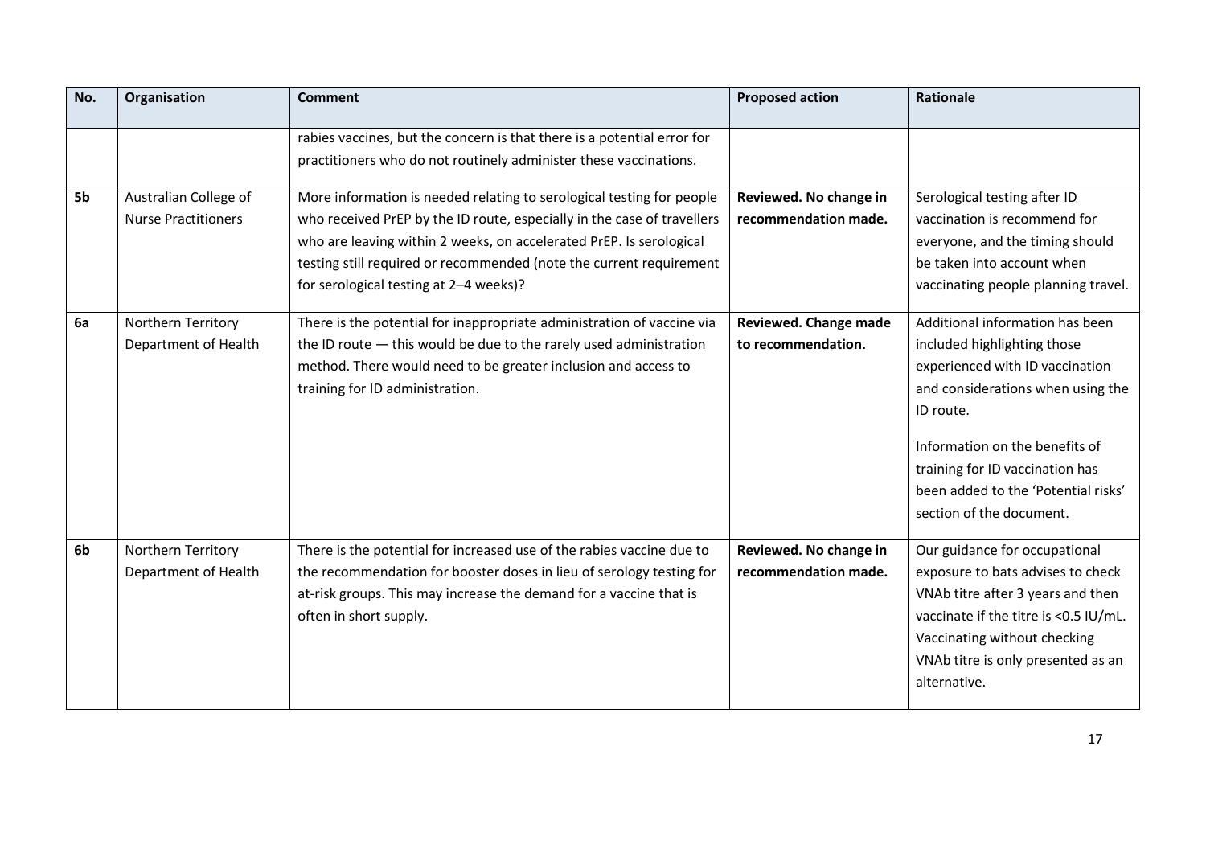| No. | Organisation | Comment | Proposed action | Rationale |
|---|---|---|---|---|
| | | rabies vaccines, but the concern is that there is a potential error for practitioners who do not routinely administer these vaccinations. | | |
| **5b** | Australian College of Nurse Practitioners | More information is needed relating to serological testing for people who received PrEP by the ID route, especially in the case of travellers who are leaving within 2 weeks, on accelerated PrEP. Is serological testing still required or recommended (note the current requirement for serological testing at 2–4 weeks)? | **Reviewed. No change in recommendation made.** | Serological testing after ID vaccination is recommend for everyone, and the timing should be taken into account when vaccinating people planning travel. |
| **6a** | Northern Territory Department of Health | There is the potential for inappropriate administration of vaccine via the ID route — this would be due to the rarely used administration method. There would need to be greater inclusion and access to training for ID administration. | **Reviewed. Change made to recommendation.** | Additional information has been included highlighting those experienced with ID vaccination and considerations when using the ID route.<br><br>Information on the benefits of training for ID vaccination has been added to the 'Potential risks' section of the document. |
| **6b** | Northern Territory Department of Health | There is the potential for increased use of the rabies vaccine due to the recommendation for booster doses in lieu of serology testing for at-risk groups. This may increase the demand for a vaccine that is often in short supply. | **Reviewed. No change in recommendation made.** | Our guidance for occupational exposure to bats advises to check VNAb titre after 3 years and then vaccinate if the titre is <0.5 IU/mL. Vaccinating without checking VNAb titre is only presented as an alternative. |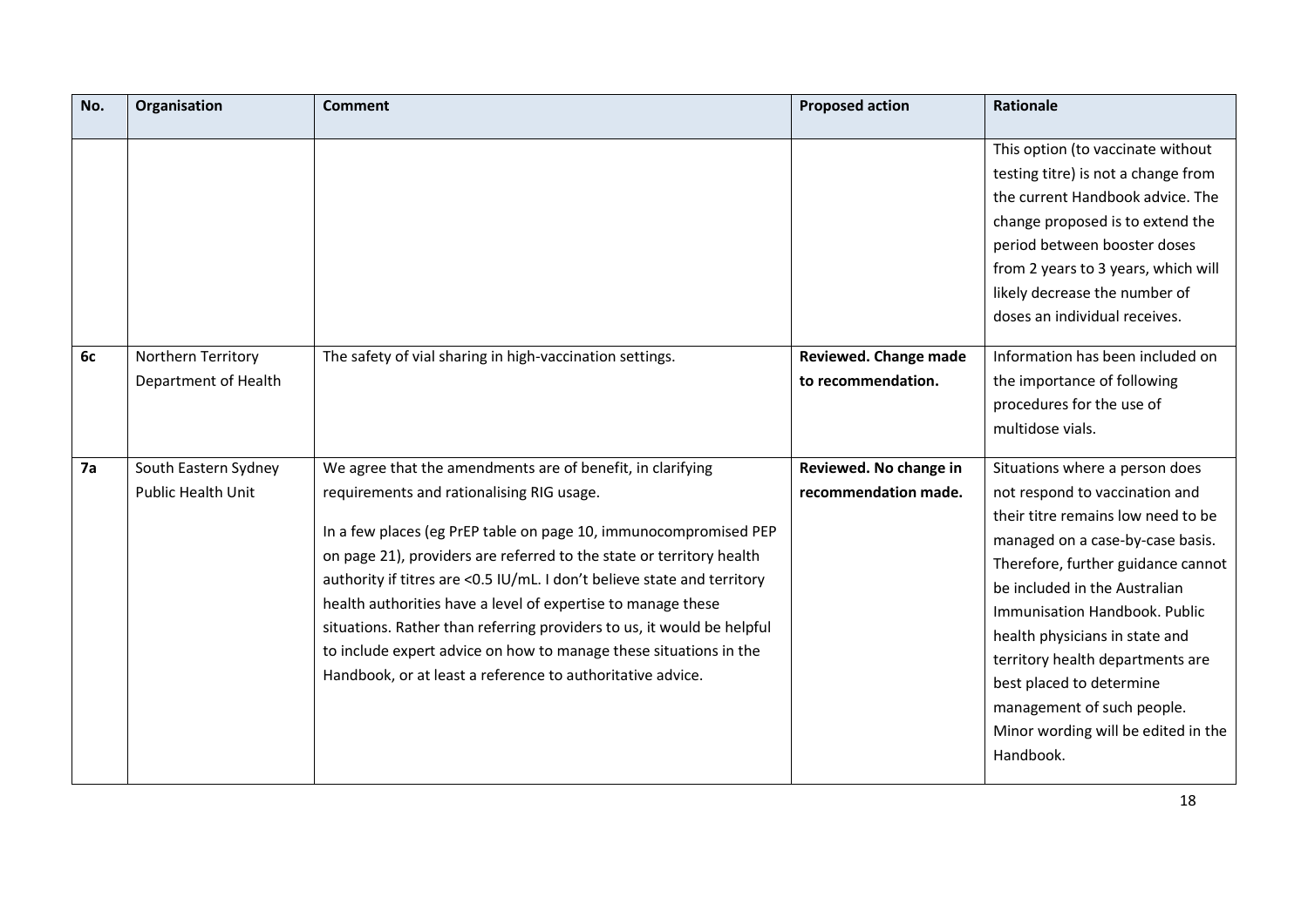| No. | Organisation | Comment | Proposed action | Rationale |
|---|---|---|---|---|
| | | | | This option (to vaccinate without testing titre) is not a change from the current Handbook advice. The change proposed is to extend the period between booster doses from 2 years to 3 years, which will likely decrease the number of doses an individual receives. |
| **6c** | Northern Territory Department of Health | The safety of vial sharing in high-vaccination settings. | **Reviewed. Change made to recommendation.** | Information has been included on the importance of following procedures for the use of multidose vials. |
| **7a** | South Eastern Sydney Public Health Unit | We agree that the amendments are of benefit, in clarifying requirements and rationalising RIG usage.<br><br>In a few places (eg PrEP table on page 10, immunocompromised PEP on page 21), providers are referred to the state or territory health authority if titres are <0.5 IU/mL. I don't believe state and territory health authorities have a level of expertise to manage these situations. Rather than referring providers to us, it would be helpful to include expert advice on how to manage these situations in the Handbook, or at least a reference to authoritative advice. | **Reviewed. No change in recommendation made.** | Situations where a person does not respond to vaccination and their titre remains low need to be managed on a case-by-case basis. Therefore, further guidance cannot be included in the Australian Immunisation Handbook. Public health physicians in state and territory health departments are best placed to determine management of such people. Minor wording will be edited in the Handbook. |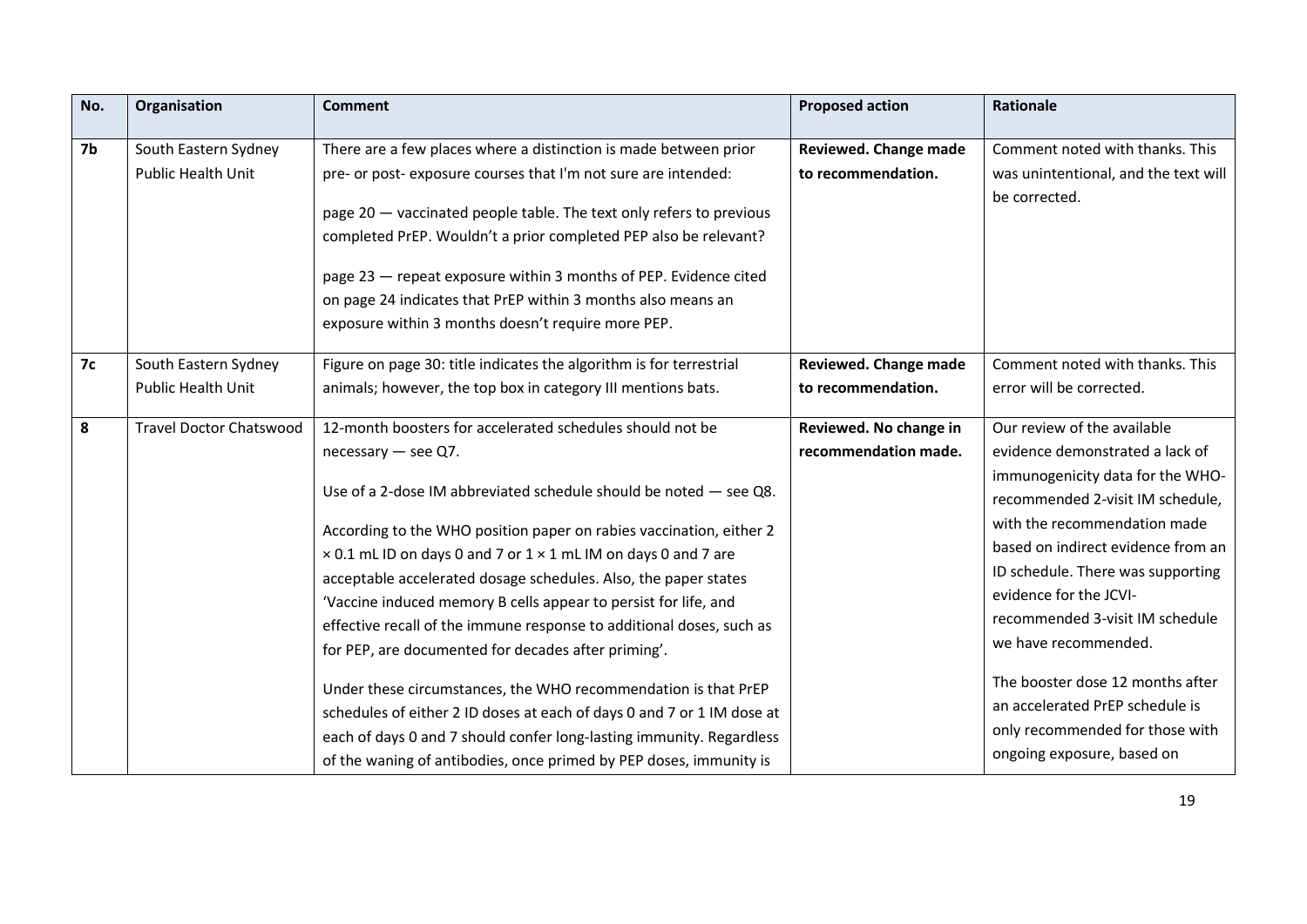| No. | Organisation | Comment | Proposed action | Rationale |
|---|---|---|---|---|
| **7b** | South Eastern Sydney Public Health Unit | There are a few places where a distinction is made between prior pre- or post- exposure courses that I'm not sure are intended:<br><br>page 20 — vaccinated people table. The text only refers to previous completed PrEP. Wouldn't a prior completed PEP also be relevant?<br><br>page 23 — repeat exposure within 3 months of PEP. Evidence cited on page 24 indicates that PrEP within 3 months also means an exposure within 3 months doesn't require more PEP. | **Reviewed. Change made to recommendation.** | Comment noted with thanks. This was unintentional, and the text will be corrected. |
| **7c** | South Eastern Sydney Public Health Unit | Figure on page 30: title indicates the algorithm is for terrestrial animals; however, the top box in category III mentions bats. | **Reviewed. Change made to recommendation.** | Comment noted with thanks. This error will be corrected. |
| **8** | Travel Doctor Chatswood | 12-month boosters for accelerated schedules should not be necessary — see Q7.<br><br>Use of a 2-dose IM abbreviated schedule should be noted — see Q8.<br><br>According to the WHO position paper on rabies vaccination, either 2 × 0.1 mL ID on days 0 and 7 or 1 × 1 mL IM on days 0 and 7 are acceptable accelerated dosage schedules. Also, the paper states 'Vaccine induced memory B cells appear to persist for life, and effective recall of the immune response to additional doses, such as for PEP, are documented for decades after priming'.<br><br>Under these circumstances, the WHO recommendation is that PrEP schedules of either 2 ID doses at each of days 0 and 7 or 1 IM dose at each of days 0 and 7 should confer long-lasting immunity. Regardless of the waning of antibodies, once primed by PEP doses, immunity is | **Reviewed. No change in recommendation made.** | Our review of the available evidence demonstrated a lack of immunogenicity data for the WHO-recommended 2-visit IM schedule, with the recommendation made based on indirect evidence from an ID schedule. There was supporting evidence for the JCVI-recommended 3-visit IM schedule we have recommended.<br><br>The booster dose 12 months after an accelerated PrEP schedule is only recommended for those with ongoing exposure, based on |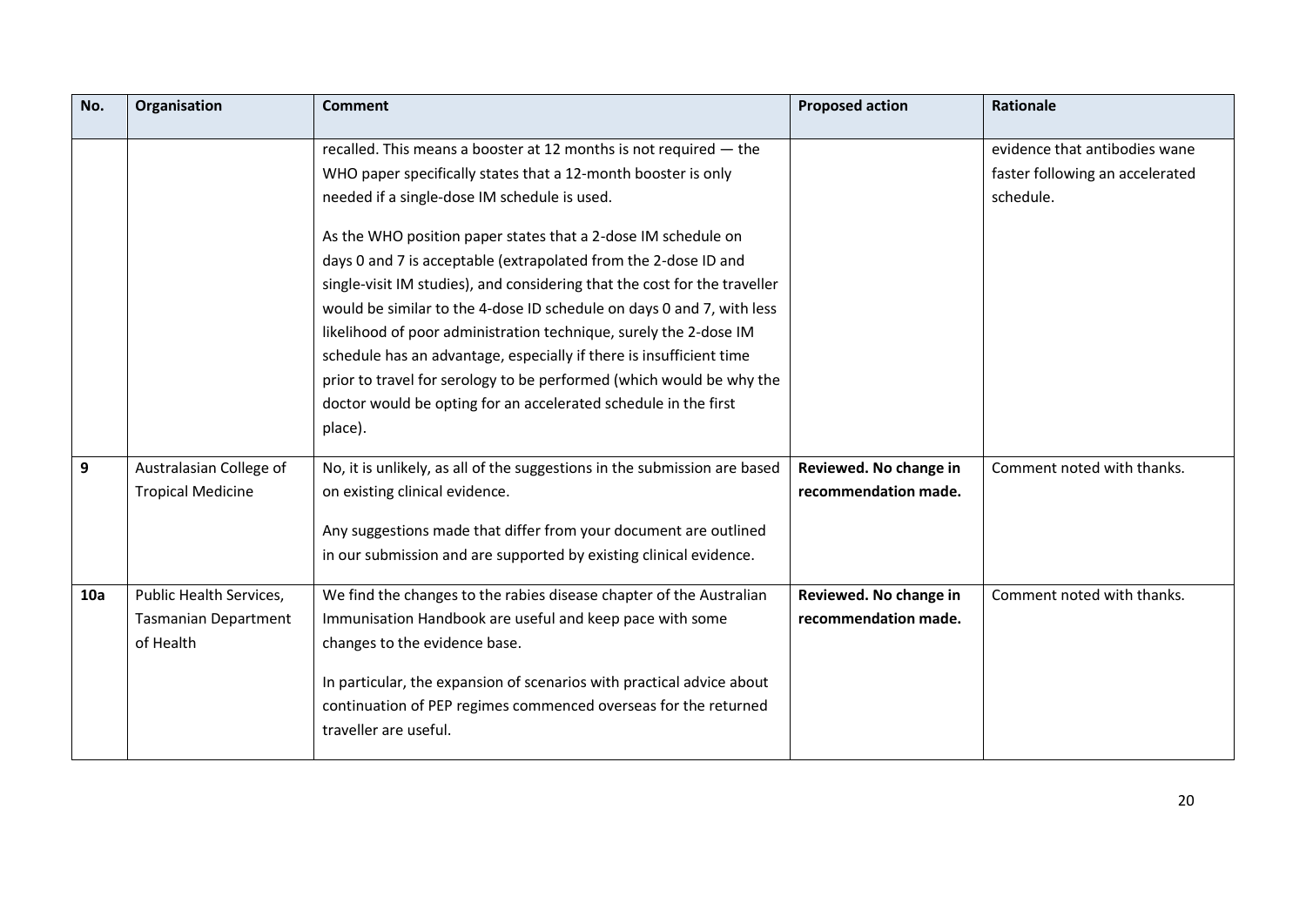| No. | Organisation | Comment | Proposed action | Rationale |
|---|---|---|---|---|
| | | recalled. This means a booster at 12 months is not required — the WHO paper specifically states that a 12-month booster is only needed if a single-dose IM schedule is used.<br><br>As the WHO position paper states that a 2-dose IM schedule on days 0 and 7 is acceptable (extrapolated from the 2-dose ID and single-visit IM studies), and considering that the cost for the traveller would be similar to the 4-dose ID schedule on days 0 and 7, with less likelihood of poor administration technique, surely the 2-dose IM schedule has an advantage, especially if there is insufficient time prior to travel for serology to be performed (which would be why the doctor would be opting for an accelerated schedule in the first place). | | evidence that antibodies wane faster following an accelerated schedule. |
| **9** | Australasian College of Tropical Medicine | No, it is unlikely, as all of the suggestions in the submission are based on existing clinical evidence.<br><br>Any suggestions made that differ from your document are outlined in our submission and are supported by existing clinical evidence. | **Reviewed. No change in recommendation made.** | Comment noted with thanks. |
| **10a** | Public Health Services, Tasmanian Department of Health | We find the changes to the rabies disease chapter of the Australian Immunisation Handbook are useful and keep pace with some changes to the evidence base.<br><br>In particular, the expansion of scenarios with practical advice about continuation of PEP regimes commenced overseas for the returned traveller are useful. | **Reviewed. No change in recommendation made.** | Comment noted with thanks. |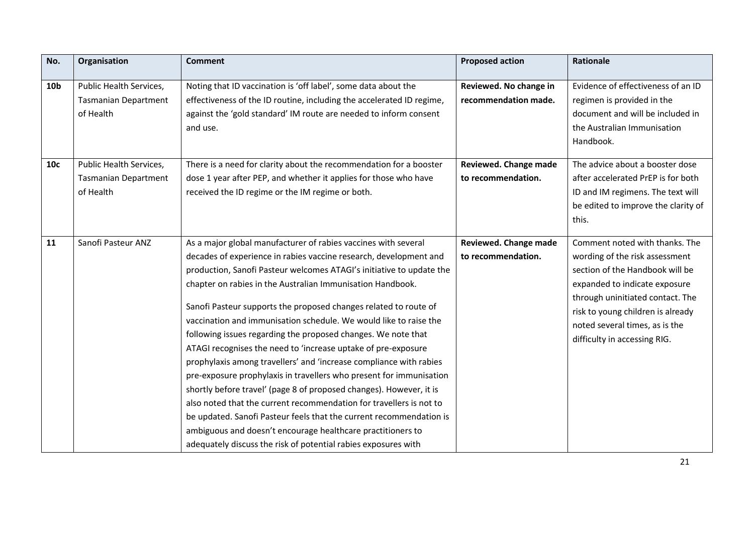| No. | Organisation | Comment | Proposed action | Rationale |
|---|---|---|---|---|
| **10b** | Public Health Services, Tasmanian Department of Health | Noting that ID vaccination is 'off label', some data about the effectiveness of the ID routine, including the accelerated ID regime, against the 'gold standard' IM route are needed to inform consent and use. | **Reviewed. No change in recommendation made.** | Evidence of effectiveness of an ID regimen is provided in the document and will be included in the Australian Immunisation Handbook. |
| **10c** | Public Health Services, Tasmanian Department of Health | There is a need for clarity about the recommendation for a booster dose 1 year after PEP, and whether it applies for those who have received the ID regime or the IM regime or both. | **Reviewed. Change made to recommendation.** | The advice about a booster dose after accelerated PrEP is for both ID and IM regimens. The text will be edited to improve the clarity of this. |
| **11** | Sanofi Pasteur ANZ | As a major global manufacturer of rabies vaccines with several decades of experience in rabies vaccine research, development and production, Sanofi Pasteur welcomes ATAGI's initiative to update the chapter on rabies in the Australian Immunisation Handbook.<br><br>Sanofi Pasteur supports the proposed changes related to route of vaccination and immunisation schedule. We would like to raise the following issues regarding the proposed changes. We note that ATAGI recognises the need to 'increase uptake of pre-exposure prophylaxis among travellers' and 'increase compliance with rabies pre-exposure prophylaxis in travellers who present for immunisation shortly before travel' (page 8 of proposed changes). However, it is also noted that the current recommendation for travellers is not to be updated. Sanofi Pasteur feels that the current recommendation is ambiguous and doesn't encourage healthcare practitioners to adequately discuss the risk of potential rabies exposures with | **Reviewed. Change made to recommendation.** | Comment noted with thanks. The wording of the risk assessment section of the Handbook will be expanded to indicate exposure through uninitiated contact. The risk to young children is already noted several times, as is the difficulty in accessing RIG. |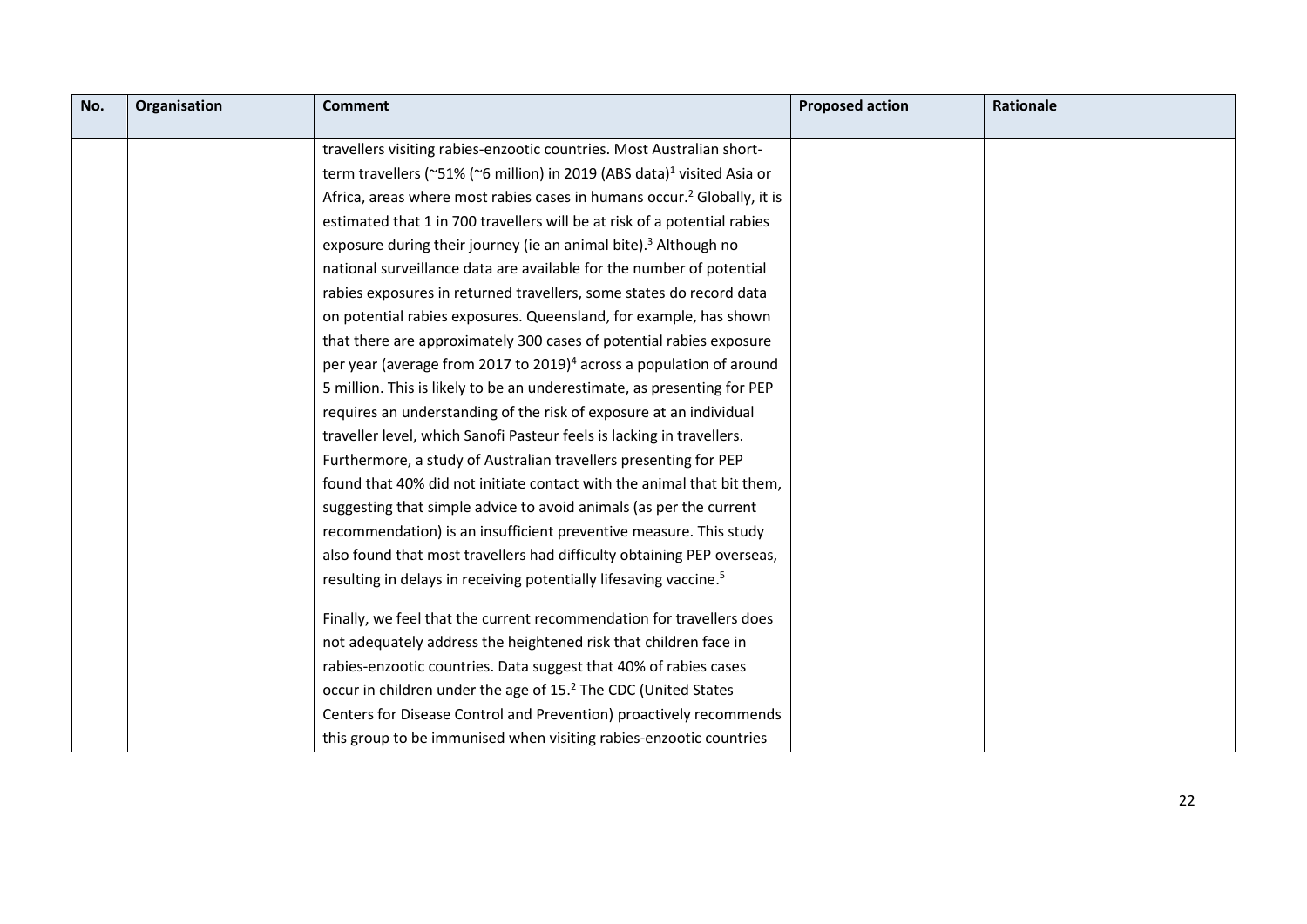| No. | Organisation | Comment | Proposed action | Rationale |
|---|---|---|---|---|
| | | travellers visiting rabies-enzootic countries. Most Australian short-term travellers (~51% (~6 million) in 2019 (ABS data)[1] visited Asia or Africa, areas where most rabies cases in humans occur.[2] Globally, it is estimated that 1 in 700 travellers will be at risk of a potential rabies exposure during their journey (ie an animal bite).[3] Although no national surveillance data are available for the number of potential rabies exposures in returned travellers, some states do record data on potential rabies exposures. Queensland, for example, has shown that there are approximately 300 cases of potential rabies exposure per year (average from 2017 to 2019)[4] across a population of around 5 million. This is likely to be an underestimate, as presenting for PEP requires an understanding of the risk of exposure at an individual traveller level, which Sanofi Pasteur feels is lacking in travellers. Furthermore, a study of Australian travellers presenting for PEP found that 40% did not initiate contact with the animal that bit them, suggesting that simple advice to avoid animals (as per the current recommendation) is an insufficient preventive measure. This study also found that most travellers had difficulty obtaining PEP overseas, resulting in delays in receiving potentially lifesaving vaccine.[5]<br><br>Finally, we feel that the current recommendation for travellers does not adequately address the heightened risk that children face in rabies-enzootic countries. Data suggest that 40% of rabies cases occur in children under the age of 15.[2] The CDC (United States Centers for Disease Control and Prevention) proactively recommends this group to be immunised when visiting rabies-enzootic countries | | |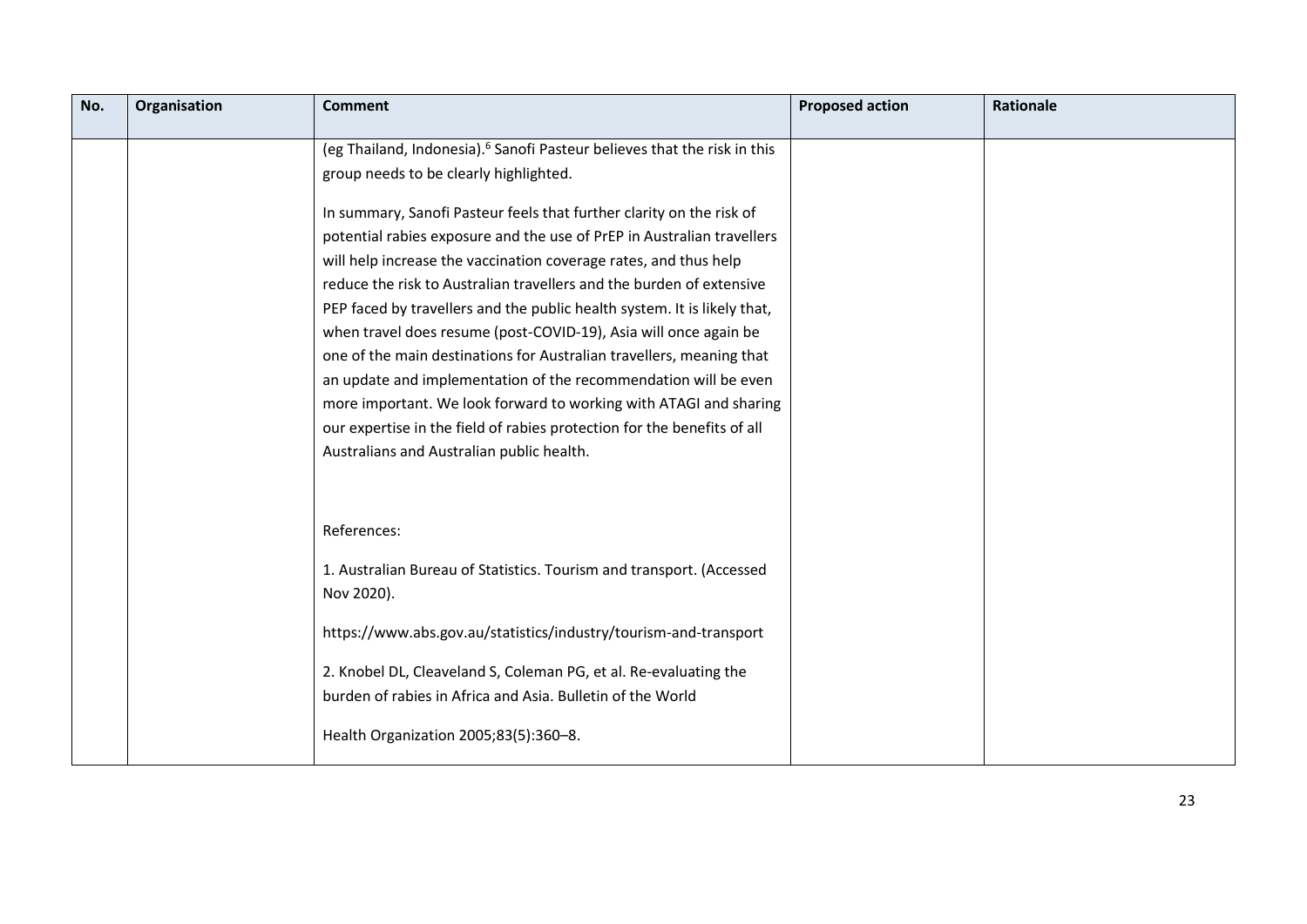| No. | Organisation | Comment | Proposed action | Rationale |
|---|---|---|---|---|
| | | (eg Thailand, Indonesia).[6] Sanofi Pasteur believes that the risk in this group needs to be clearly highlighted.<br><br>In summary, Sanofi Pasteur feels that further clarity on the risk of potential rabies exposure and the use of PrEP in Australian travellers will help increase the vaccination coverage rates, and thus help reduce the risk to Australian travellers and the burden of extensive PEP faced by travellers and the public health system. It is likely that, when travel does resume (post-COVID-19), Asia will once again be one of the main destinations for Australian travellers, meaning that an update and implementation of the recommendation will be even more important. We look forward to working with ATAGI and sharing our expertise in the field of rabies protection for the benefits of all Australians and Australian public health.<br><br>References:<br><br>1. Australian Bureau of Statistics. Tourism and transport. (Accessed Nov 2020).<br><br>https://www.abs.gov.au/statistics/industry/tourism-and-transport<br><br>2. Knobel DL, Cleaveland S, Coleman PG, et al. Re-evaluating the burden of rabies in Africa and Asia. Bulletin of the World<br><br>Health Organization 2005;83(5):360–8. | | |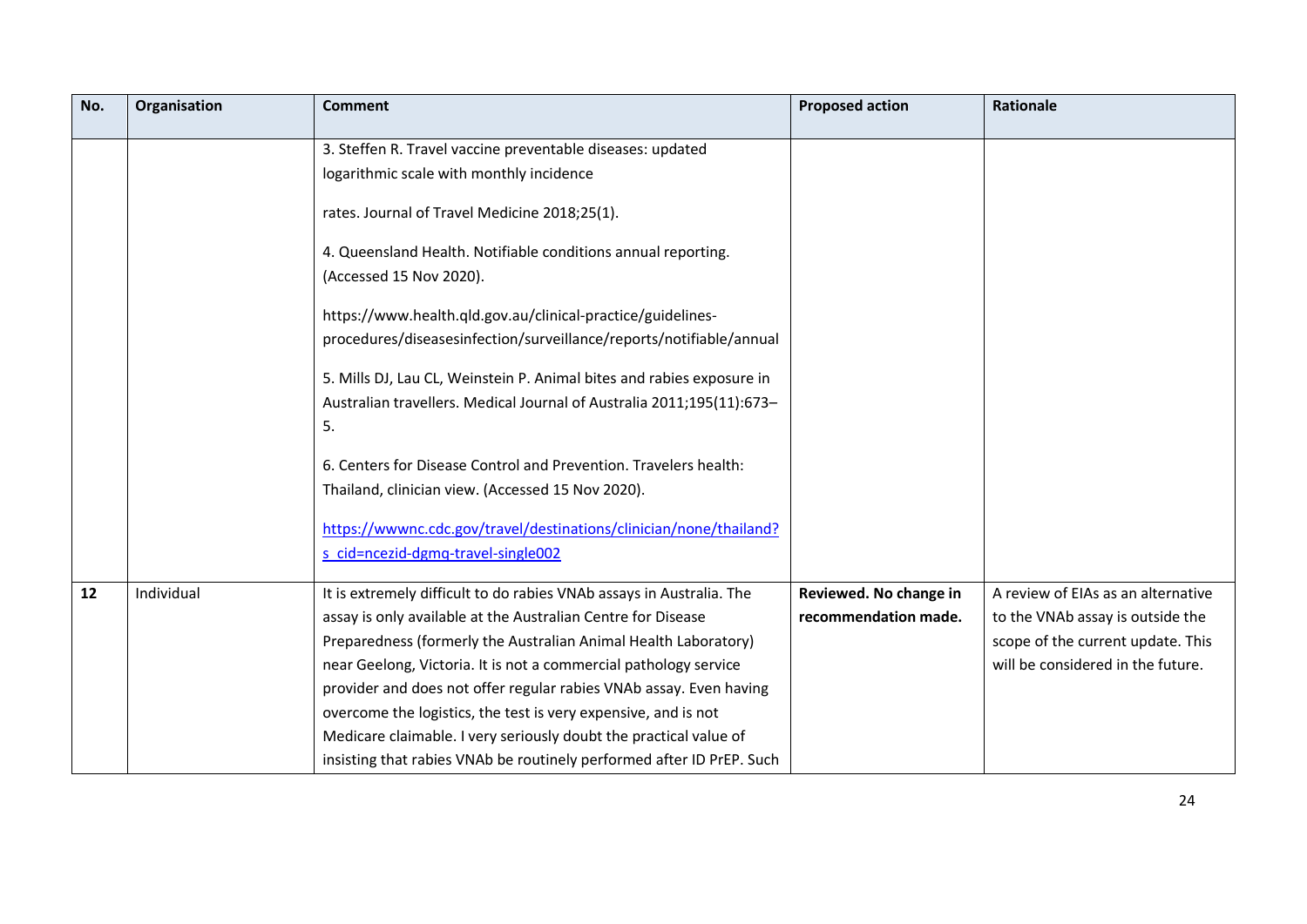| No. | Organisation | Comment | Proposed action | Rationale |
|---|---|---|---|---|
| | | 3. Steffen R. Travel vaccine preventable diseases: updated logarithmic scale with monthly incidence<br><br>rates. Journal of Travel Medicine 2018;25(1).<br><br>4. Queensland Health. Notifiable conditions annual reporting. (Accessed 15 Nov 2020).<br><br>https://www.health.qld.gov.au/clinical-practice/guidelines-procedures/diseasesinfection/surveillance/reports/notifiable/annual<br><br>5. Mills DJ, Lau CL, Weinstein P. Animal bites and rabies exposure in Australian travellers. Medical Journal of Australia 2011;195(11):673–5.<br><br>6. Centers for Disease Control and Prevention. Travelers health: Thailand, clinician view. (Accessed 15 Nov 2020).<br><br>https://wwwnc.cdc.gov/travel/destinations/clinician/none/thailand?s_cid=ncezid-dgmq-travel-single002 | | |
| 12 | Individual | It is extremely difficult to do rabies VNAb assays in Australia. The assay is only available at the Australian Centre for Disease Preparedness (formerly the Australian Animal Health Laboratory) near Geelong, Victoria. It is not a commercial pathology service provider and does not offer regular rabies VNAb assay. Even having overcome the logistics, the test is very expensive, and is not Medicare claimable. I very seriously doubt the practical value of insisting that rabies VNAb be routinely performed after ID PrEP. Such | **Reviewed. No change in recommendation made.** | A review of EIAs as an alternative to the VNAb assay is outside the scope of the current update. This will be considered in the future. |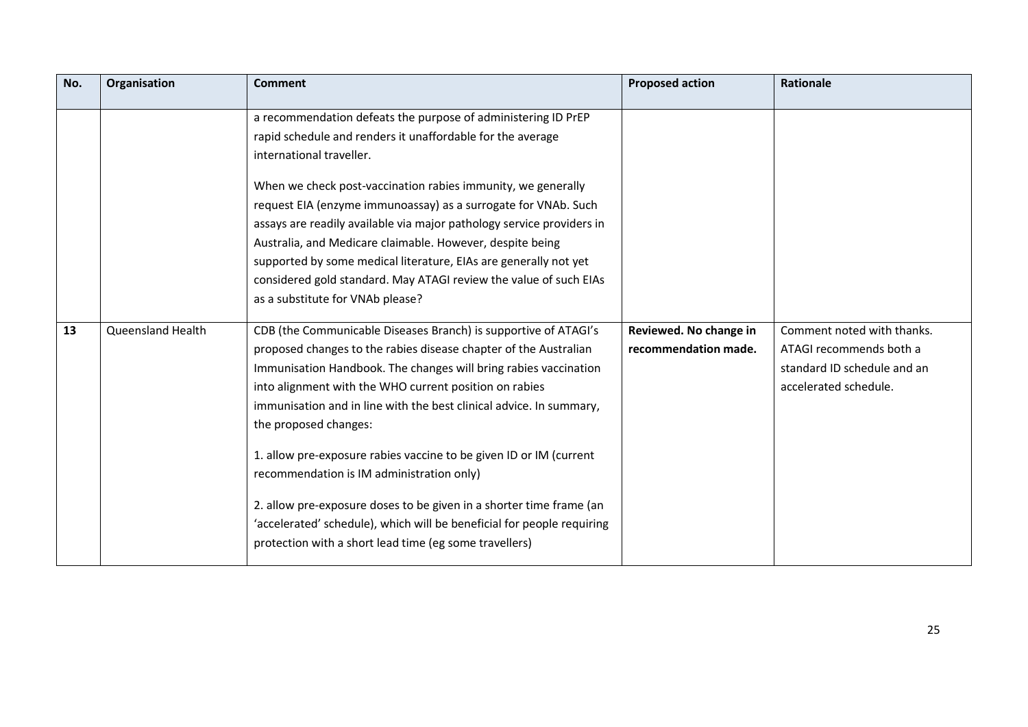| No. | Organisation | Comment | Proposed action | Rationale |
|---|---|---|---|---|
| | | a recommendation defeats the purpose of administering ID PrEP rapid schedule and renders it unaffordable for the average international traveller.<br><br>When we check post-vaccination rabies immunity, we generally request EIA (enzyme immunoassay) as a surrogate for VNAb. Such assays are readily available via major pathology service providers in Australia, and Medicare claimable. However, despite being supported by some medical literature, EIAs are generally not yet considered gold standard. May ATAGI review the value of such EIAs as a substitute for VNAb please? | | |
| **13** | Queensland Health | CDB (the Communicable Diseases Branch) is supportive of ATAGI's proposed changes to the rabies disease chapter of the Australian Immunisation Handbook. The changes will bring rabies vaccination into alignment with the WHO current position on rabies immunisation and in line with the best clinical advice. In summary, the proposed changes:<br><br>1. allow pre-exposure rabies vaccine to be given ID or IM (current recommendation is IM administration only)<br><br>2. allow pre-exposure doses to be given in a shorter time frame (an 'accelerated' schedule), which will be beneficial for people requiring protection with a short lead time (eg some travellers) | **Reviewed. No change in recommendation made.** | Comment noted with thanks. ATAGI recommends both a standard ID schedule and an accelerated schedule. |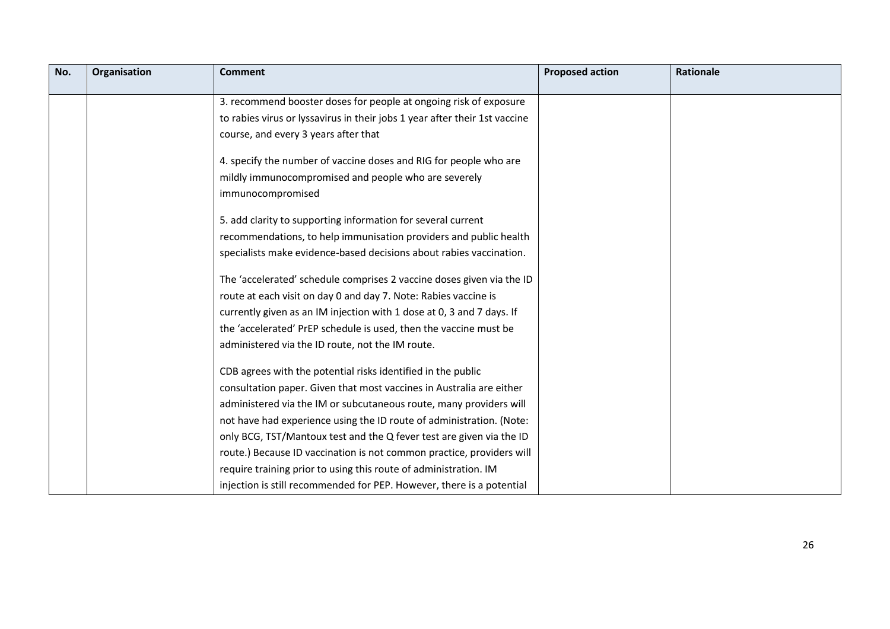| No. | Organisation | Comment | Proposed action | Rationale |
|---|---|---|---|---|
| | | 3. recommend booster doses for people at ongoing risk of exposure to rabies virus or lyssavirus in their jobs 1 year after their 1st vaccine course, and every 3 years after that<br><br>4. specify the number of vaccine doses and RIG for people who are mildly immunocompromised and people who are severely immunocompromised<br><br>5. add clarity to supporting information for several current recommendations, to help immunisation providers and public health specialists make evidence-based decisions about rabies vaccination.<br><br>The 'accelerated' schedule comprises 2 vaccine doses given via the ID route at each visit on day 0 and day 7. Note: Rabies vaccine is currently given as an IM injection with 1 dose at 0, 3 and 7 days. If the 'accelerated' PrEP schedule is used, then the vaccine must be administered via the ID route, not the IM route.<br><br>CDB agrees with the potential risks identified in the public consultation paper. Given that most vaccines in Australia are either administered via the IM or subcutaneous route, many providers will not have had experience using the ID route of administration. (Note: only BCG, TST/Mantoux test and the Q fever test are given via the ID route.) Because ID vaccination is not common practice, providers will require training prior to using this route of administration. IM injection is still recommended for PEP. However, there is a potential | | |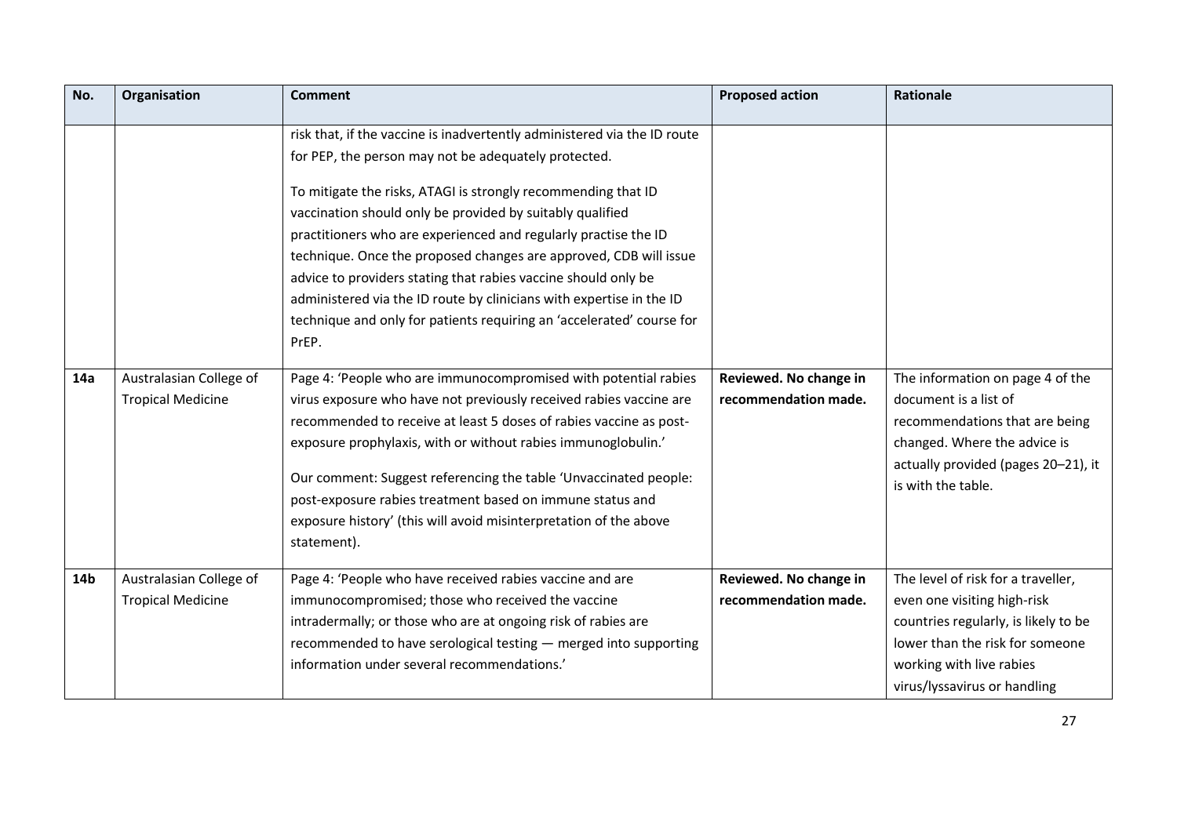| No. | Organisation | Comment | Proposed action | Rationale |
|---|---|---|---|---|
| | | risk that, if the vaccine is inadvertently administered via the ID route for PEP, the person may not be adequately protected.<br><br>To mitigate the risks, ATAGI is strongly recommending that ID vaccination should only be provided by suitably qualified practitioners who are experienced and regularly practise the ID technique. Once the proposed changes are approved, CDB will issue advice to providers stating that rabies vaccine should only be administered via the ID route by clinicians with expertise in the ID technique and only for patients requiring an 'accelerated' course for PrEP. | | |
| **14a** | Australasian College of Tropical Medicine | Page 4: 'People who are immunocompromised with potential rabies virus exposure who have not previously received rabies vaccine are recommended to receive at least 5 doses of rabies vaccine as post-exposure prophylaxis, with or without rabies immunoglobulin.'<br><br>Our comment: Suggest referencing the table 'Unvaccinated people: post-exposure rabies treatment based on immune status and exposure history' (this will avoid misinterpretation of the above statement). | **Reviewed. No change in recommendation made.** | The information on page 4 of the document is a list of recommendations that are being changed. Where the advice is actually provided (pages 20–21), it is with the table. |
| **14b** | Australasian College of Tropical Medicine | Page 4: 'People who have received rabies vaccine and are immunocompromised; those who received the vaccine intradermally; or those who are at ongoing risk of rabies are recommended to have serological testing — merged into supporting information under several recommendations.' | **Reviewed. No change in recommendation made.** | The level of risk for a traveller, even one visiting high-risk countries regularly, is likely to be lower than the risk for someone working with live rabies virus/lyssavirus or handling |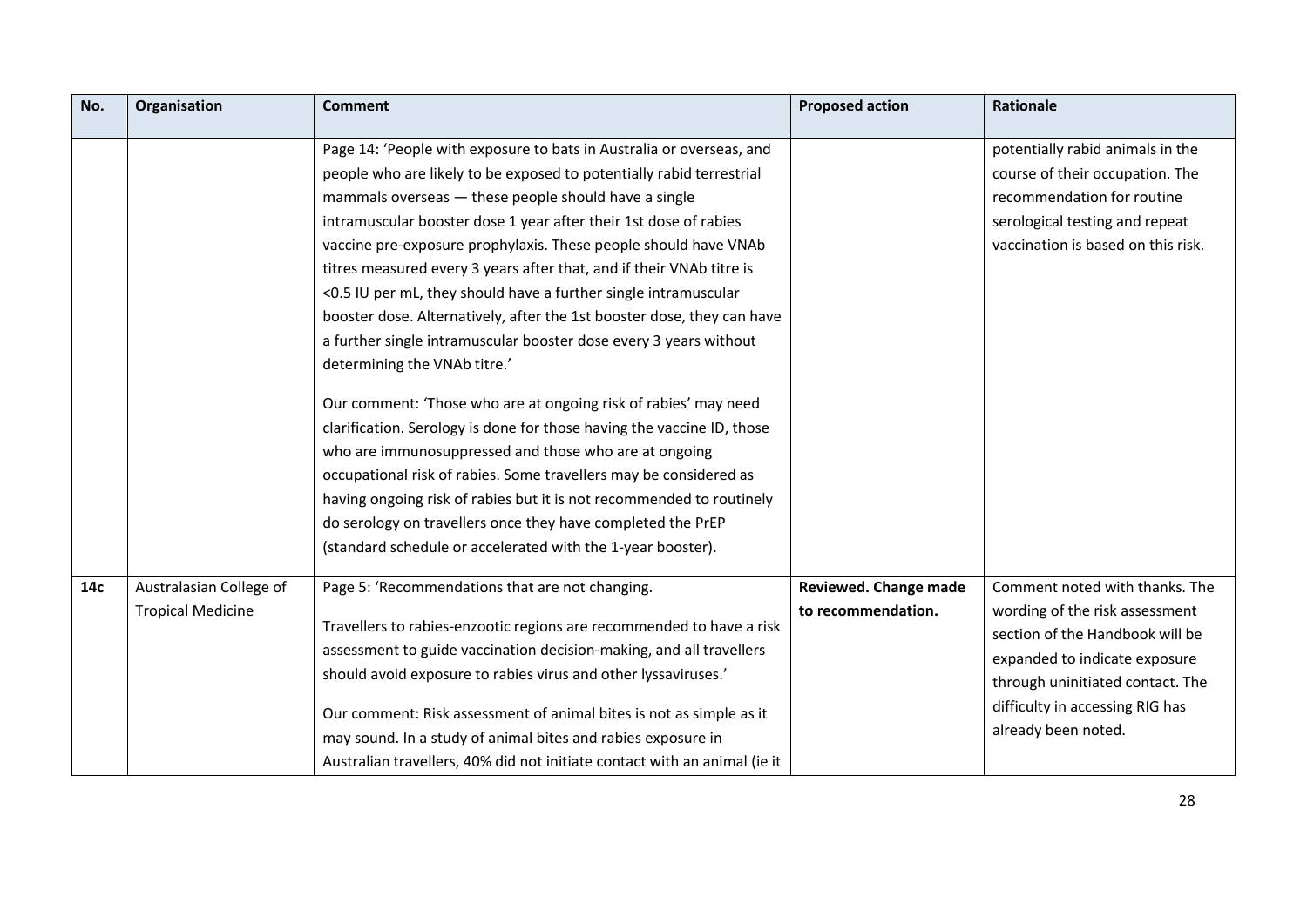| No. | Organisation | Comment | Proposed action | Rationale |
|---|---|---|---|---|
| | | Page 14: 'People with exposure to bats in Australia or overseas, and people who are likely to be exposed to potentially rabid terrestrial mammals overseas — these people should have a single intramuscular booster dose 1 year after their 1st dose of rabies vaccine pre-exposure prophylaxis. These people should have VNAb titres measured every 3 years after that, and if their VNAb titre is <0.5 IU per mL, they should have a further single intramuscular booster dose. Alternatively, after the 1st booster dose, they can have a further single intramuscular booster dose every 3 years without determining the VNAb titre.'<br><br>Our comment: 'Those who are at ongoing risk of rabies' may need clarification. Serology is done for those having the vaccine ID, those who are immunosuppressed and those who are at ongoing occupational risk of rabies. Some travellers may be considered as having ongoing risk of rabies but it is not recommended to routinely do serology on travellers once they have completed the PrEP (standard schedule or accelerated with the 1-year booster). | | potentially rabid animals in the course of their occupation. The recommendation for routine serological testing and repeat vaccination is based on this risk. |
| **14c** | Australasian College of Tropical Medicine | Page 5: 'Recommendations that are not changing.<br><br>Travellers to rabies-enzootic regions are recommended to have a risk assessment to guide vaccination decision-making, and all travellers should avoid exposure to rabies virus and other lyssaviruses.'<br><br>Our comment: Risk assessment of animal bites is not as simple as it may sound. In a study of animal bites and rabies exposure in Australian travellers, 40% did not initiate contact with an animal (ie it | **Reviewed. Change made to recommendation.** | Comment noted with thanks. The wording of the risk assessment section of the Handbook will be expanded to indicate exposure through uninitiated contact. The difficulty in accessing RIG has already been noted. |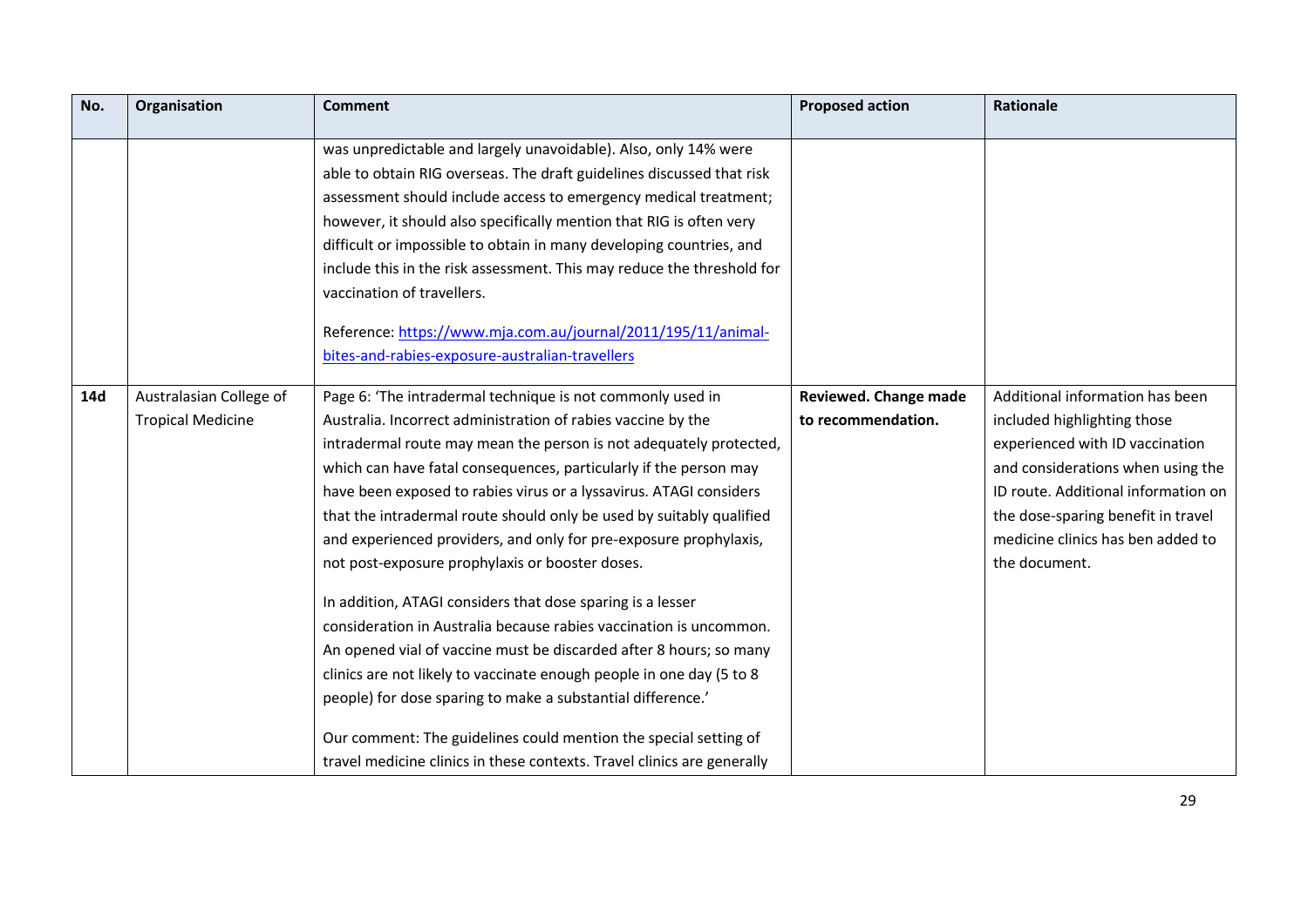| No. | Organisation | Comment | Proposed action | Rationale |
| --- | --- | --- | --- | --- |
| | | was unpredictable and largely unavoidable). Also, only 14% were able to obtain RIG overseas. The draft guidelines discussed that risk assessment should include access to emergency medical treatment; however, it should also specifically mention that RIG is often very difficult or impossible to obtain in many developing countries, and include this in the risk assessment. This may reduce the threshold for vaccination of travellers.<br><br>Reference: https://www.mja.com.au/journal/2011/195/11/animal-bites-and-rabies-exposure-australian-travellers | | |
| **14d** | Australasian College of Tropical Medicine | Page 6: 'The intradermal technique is not commonly used in Australia. Incorrect administration of rabies vaccine by the intradermal route may mean the person is not adequately protected, which can have fatal consequences, particularly if the person may have been exposed to rabies virus or a lyssavirus. ATAGI considers that the intradermal route should only be used by suitably qualified and experienced providers, and only for pre-exposure prophylaxis, not post-exposure prophylaxis or booster doses.<br><br>In addition, ATAGI considers that dose sparing is a lesser consideration in Australia because rabies vaccination is uncommon. An opened vial of vaccine must be discarded after 8 hours; so many clinics are not likely to vaccinate enough people in one day (5 to 8 people) for dose sparing to make a substantial difference.'<br><br>Our comment: The guidelines could mention the special setting of travel medicine clinics in these contexts. Travel clinics are generally | **Reviewed. Change made to recommendation.** | Additional information has been included highlighting those experienced with ID vaccination and considerations when using the ID route. Additional information on the dose-sparing benefit in travel medicine clinics has ben added to the document. |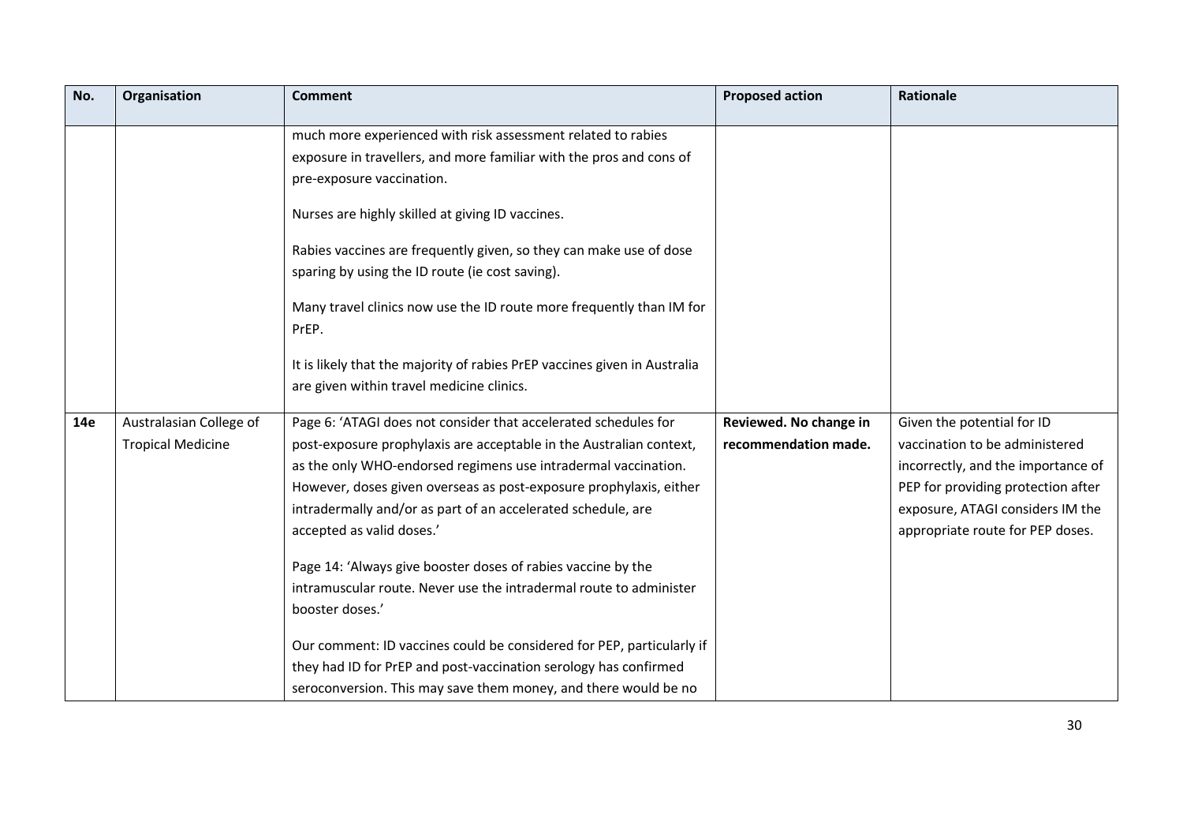| No. | Organisation | Comment | Proposed action | Rationale |
|---|---|---|---|---|
| | | much more experienced with risk assessment related to rabies exposure in travellers, and more familiar with the pros and cons of pre-exposure vaccination.<br><br>Nurses are highly skilled at giving ID vaccines.<br><br>Rabies vaccines are frequently given, so they can make use of dose sparing by using the ID route (ie cost saving).<br><br>Many travel clinics now use the ID route more frequently than IM for PrEP.<br><br>It is likely that the majority of rabies PrEP vaccines given in Australia are given within travel medicine clinics. | | |
| **14e** | Australasian College of Tropical Medicine | Page 6: 'ATAGI does not consider that accelerated schedules for post-exposure prophylaxis are acceptable in the Australian context, as the only WHO-endorsed regimens use intradermal vaccination. However, doses given overseas as post-exposure prophylaxis, either intradermally and/or as part of an accelerated schedule, are accepted as valid doses.'<br><br>Page 14: 'Always give booster doses of rabies vaccine by the intramuscular route. Never use the intradermal route to administer booster doses.'<br><br>Our comment: ID vaccines could be considered for PEP, particularly if they had ID for PrEP and post-vaccination serology has confirmed seroconversion. This may save them money, and there would be no | **Reviewed. No change in recommendation made.** | Given the potential for ID vaccination to be administered incorrectly, and the importance of PEP for providing protection after exposure, ATAGI considers IM the appropriate route for PEP doses. |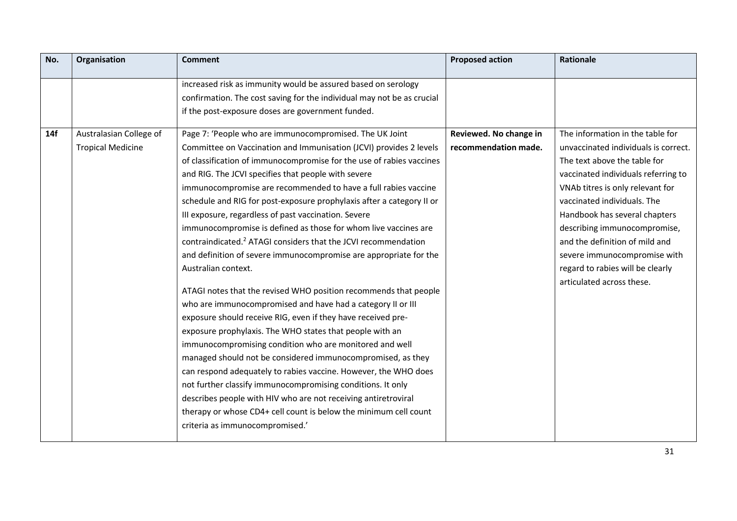| No. | Organisation | Comment | Proposed action | Rationale |
|---|---|---|---|---|
| | | increased risk as immunity would be assured based on serology confirmation. The cost saving for the individual may not be as crucial if the post-exposure doses are government funded. | | |
| **14f** | Australasian College of Tropical Medicine | Page 7: 'People who are immunocompromised. The UK Joint Committee on Vaccination and Immunisation (JCVI) provides 2 levels of classification of immunocompromise for the use of rabies vaccines and RIG. The JCVI specifies that people with severe immunocompromise are recommended to have a full rabies vaccine schedule and RIG for post-exposure prophylaxis after a category II or III exposure, regardless of past vaccination. Severe immunocompromise is defined as those for whom live vaccines are contraindicated.[2] ATAGI considers that the JCVI recommendation and definition of severe immunocompromise are appropriate for the Australian context.<br><br>ATAGI notes that the revised WHO position recommends that people who are immunocompromised and have had a category II or III exposure should receive RIG, even if they have received pre-exposure prophylaxis. The WHO states that people with an immunocompromising condition who are monitored and well managed should not be considered immunocompromised, as they can respond adequately to rabies vaccine. However, the WHO does not further classify immunocompromising conditions. It only describes people with HIV who are not receiving antiretroviral therapy or whose CD4+ cell count is below the minimum cell count criteria as immunocompromised.' | **Reviewed. No change in recommendation made.** | The information in the table for unvaccinated individuals is correct. The text above the table for vaccinated individuals referring to VNAb titres is only relevant for vaccinated individuals. The Handbook has several chapters describing immunocompromise, and the definition of mild and severe immunocompromise with regard to rabies will be clearly articulated across these. |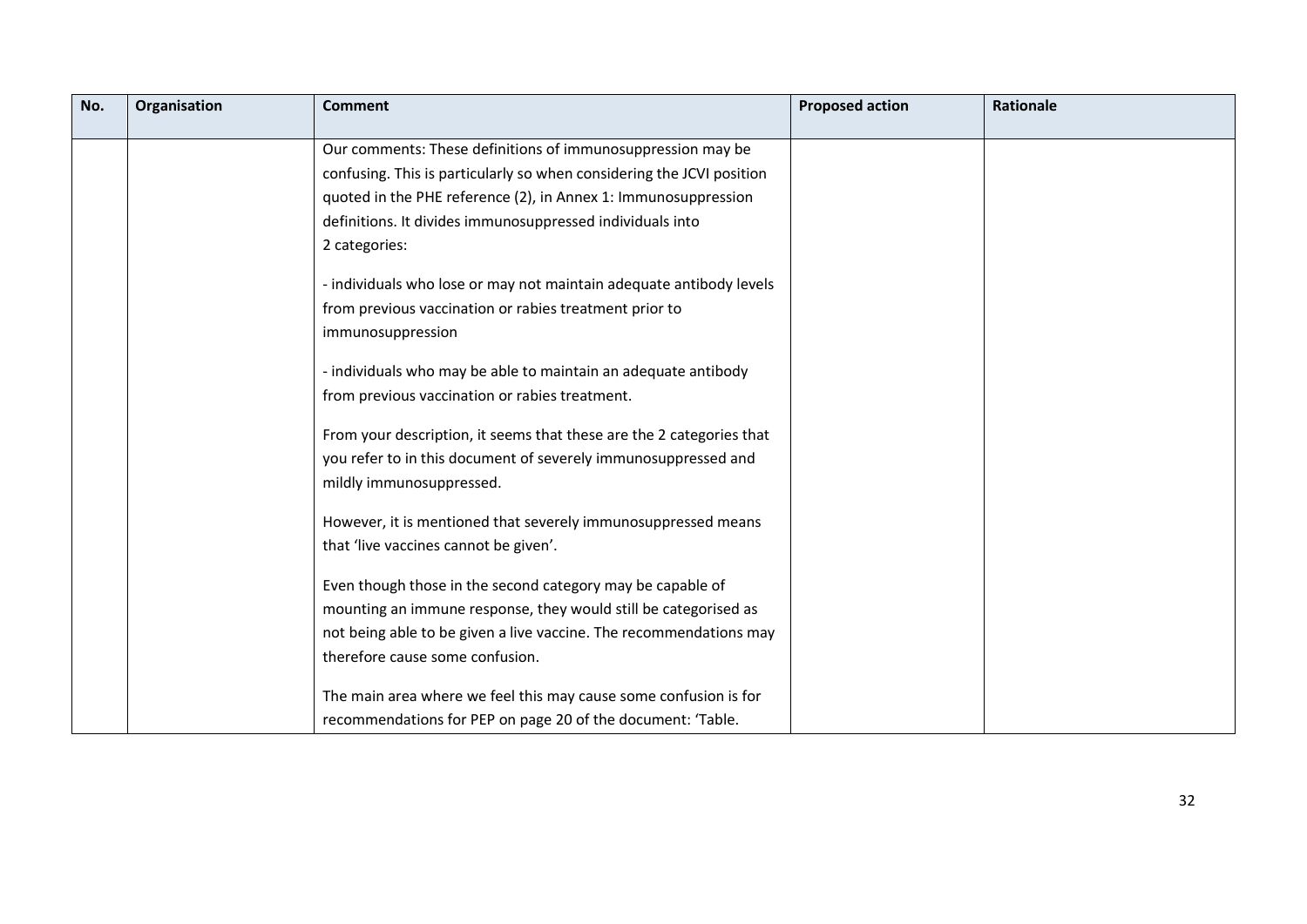| No. | Organisation | Comment | Proposed action | Rationale |
|---|---|---|---|---|
| | | Our comments: These definitions of immunosuppression may be confusing. This is particularly so when considering the JCVI position quoted in the PHE reference (2), in Annex 1: Immunosuppression definitions. It divides immunosuppressed individuals into 2 categories:<br><br>- individuals who lose or may not maintain adequate antibody levels from previous vaccination or rabies treatment prior to immunosuppression<br><br>- individuals who may be able to maintain an adequate antibody from previous vaccination or rabies treatment.<br><br>From your description, it seems that these are the 2 categories that you refer to in this document of severely immunosuppressed and mildly immunosuppressed.<br><br>However, it is mentioned that severely immunosuppressed means that 'live vaccines cannot be given'.<br><br>Even though those in the second category may be capable of mounting an immune response, they would still be categorised as not being able to be given a live vaccine. The recommendations may therefore cause some confusion.<br><br>The main area where we feel this may cause some confusion is for recommendations for PEP on page 20 of the document: 'Table. | | |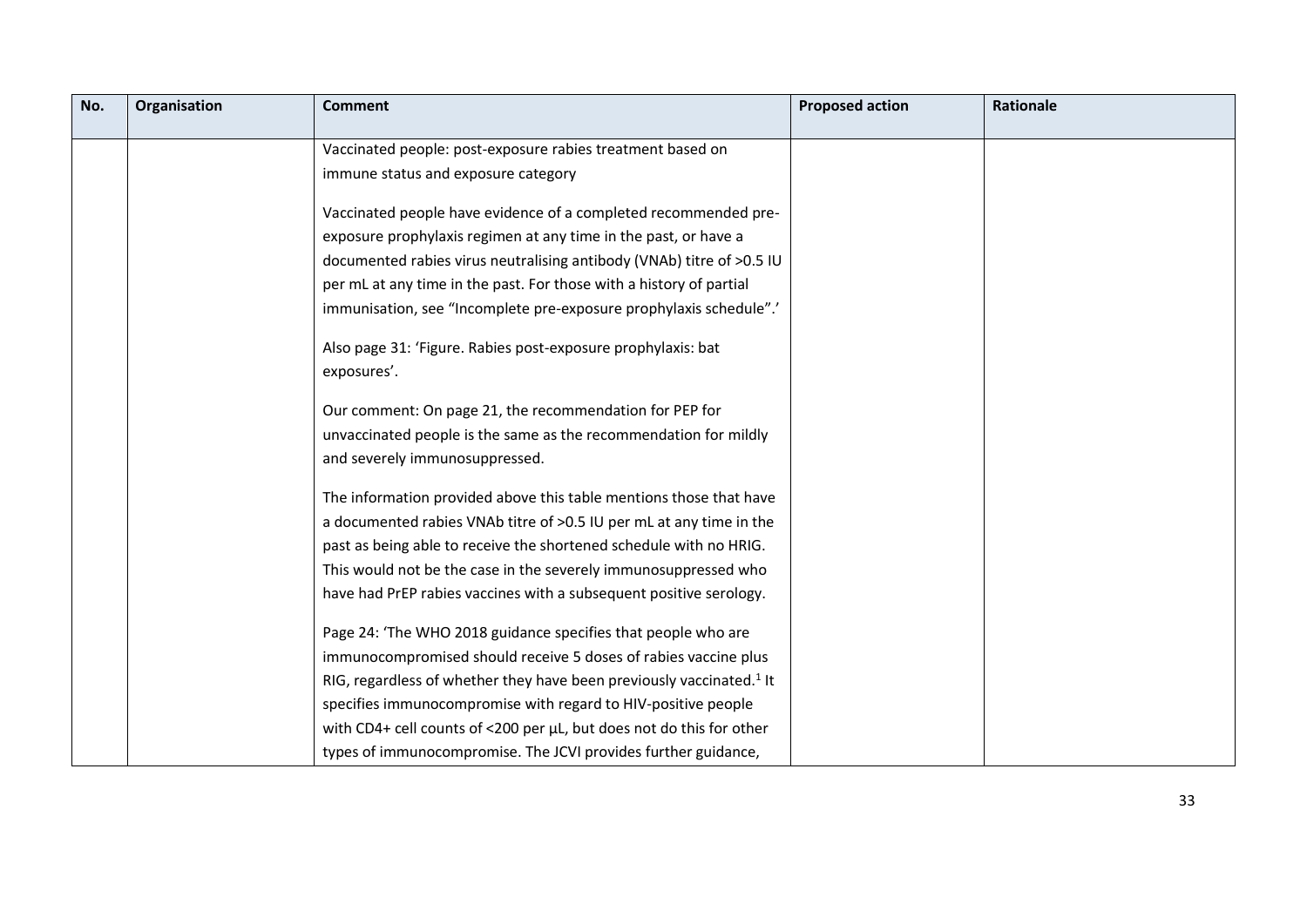| No. | Organisation | Comment | Proposed action | Rationale |
|---|---|---|---|---|
| | | Vaccinated people: post-exposure rabies treatment based on immune status and exposure category<br><br>Vaccinated people have evidence of a completed recommended pre-exposure prophylaxis regimen at any time in the past, or have a documented rabies virus neutralising antibody (VNAb) titre of >0.5 IU per mL at any time in the past. For those with a history of partial immunisation, see "Incomplete pre-exposure prophylaxis schedule".'<br><br>Also page 31: 'Figure. Rabies post-exposure prophylaxis: bat exposures'.<br><br>Our comment: On page 21, the recommendation for PEP for unvaccinated people is the same as the recommendation for mildly and severely immunosuppressed.<br><br>The information provided above this table mentions those that have a documented rabies VNAb titre of >0.5 IU per mL at any time in the past as being able to receive the shortened schedule with no HRIG. This would not be the case in the severely immunosuppressed who have had PrEP rabies vaccines with a subsequent positive serology.<br><br>Page 24: 'The WHO 2018 guidance specifies that people who are immunocompromised should receive 5 doses of rabies vaccine plus RIG, regardless of whether they have been previously vaccinated.[1] It specifies immunocompromise with regard to HIV-positive people with CD4+ cell counts of <200 per µL, but does not do this for other types of immunocompromise. The JCVI provides further guidance, | | |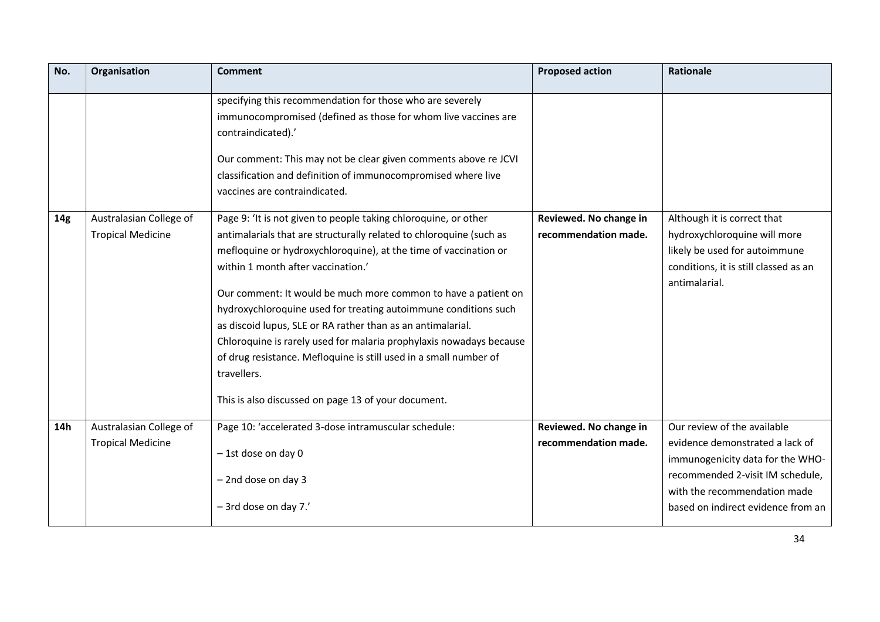| No. | Organisation | Comment | Proposed action | Rationale |
|---|---|---|---|---|
| | | specifying this recommendation for those who are severely immunocompromised (defined as those for whom live vaccines are contraindicated).'<br><br>Our comment: This may not be clear given comments above re JCVI classification and definition of immunocompromised where live vaccines are contraindicated. | | |
| **14g** | Australasian College of Tropical Medicine | Page 9: 'It is not given to people taking chloroquine, or other antimalarials that are structurally related to chloroquine (such as mefloquine or hydroxychloroquine), at the time of vaccination or within 1 month after vaccination.'<br><br>Our comment: It would be much more common to have a patient on hydroxychloroquine used for treating autoimmune conditions such as discoid lupus, SLE or RA rather than as an antimalarial. Chloroquine is rarely used for malaria prophylaxis nowadays because of drug resistance. Mefloquine is still used in a small number of travellers.<br><br>This is also discussed on page 13 of your document. | **Reviewed. No change in recommendation made.** | Although it is correct that hydroxychloroquine will more likely be used for autoimmune conditions, it is still classed as an antimalarial. |
| **14h** | Australasian College of Tropical Medicine | Page 10: 'accelerated 3-dose intramuscular schedule:<br><br>– 1st dose on day 0<br><br>– 2nd dose on day 3<br><br>– 3rd dose on day 7.' | **Reviewed. No change in recommendation made.** | Our review of the available evidence demonstrated a lack of immunogenicity data for the WHO-recommended 2-visit IM schedule, with the recommendation made based on indirect evidence from an |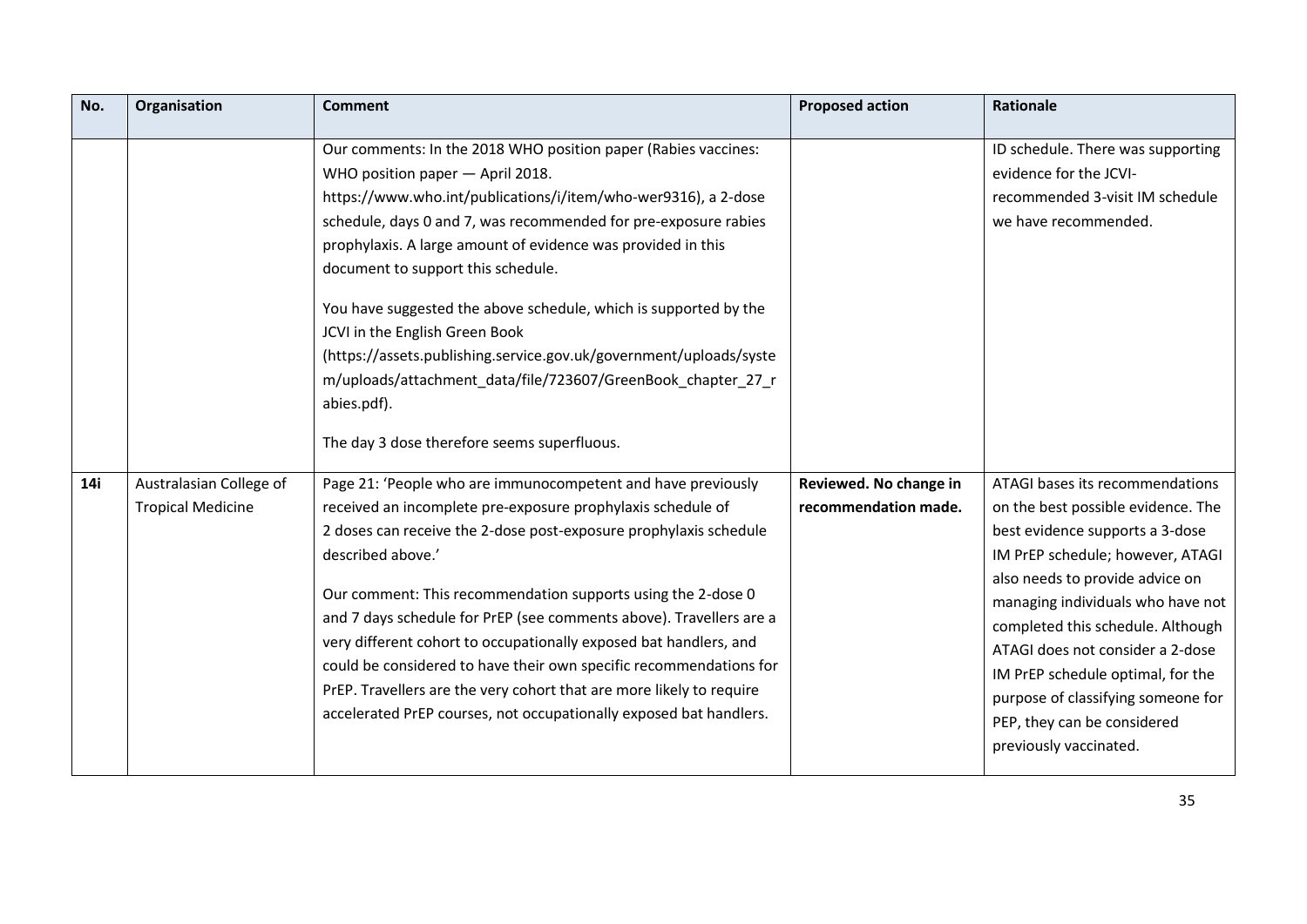| No. | Organisation | Comment | Proposed action | Rationale |
|---|---|---|---|---|
| | | Our comments: In the 2018 WHO position paper (Rabies vaccines: WHO position paper — April 2018. https://www.who.int/publications/i/item/who-wer9316), a 2-dose schedule, days 0 and 7, was recommended for pre-exposure rabies prophylaxis. A large amount of evidence was provided in this document to support this schedule.<br><br>You have suggested the above schedule, which is supported by the JCVI in the English Green Book (https://assets.publishing.service.gov.uk/government/uploads/system/uploads/attachment_data/file/723607/GreenBook_chapter_27_rabies.pdf).<br><br>The day 3 dose therefore seems superfluous. | | ID schedule. There was supporting evidence for the JCVI-recommended 3-visit IM schedule we have recommended. |
| **14i** | Australasian College of Tropical Medicine | Page 21: 'People who are immunocompetent and have previously received an incomplete pre-exposure prophylaxis schedule of 2 doses can receive the 2-dose post-exposure prophylaxis schedule described above.'<br><br>Our comment: This recommendation supports using the 2-dose 0 and 7 days schedule for PrEP (see comments above). Travellers are a very different cohort to occupationally exposed bat handlers, and could be considered to have their own specific recommendations for PrEP. Travellers are the very cohort that are more likely to require accelerated PrEP courses, not occupationally exposed bat handlers. | **Reviewed. No change in recommendation made.** | ATAGI bases its recommendations on the best possible evidence. The best evidence supports a 3-dose IM PrEP schedule; however, ATAGI also needs to provide advice on managing individuals who have not completed this schedule. Although ATAGI does not consider a 2-dose IM PrEP schedule optimal, for the purpose of classifying someone for PEP, they can be considered previously vaccinated. |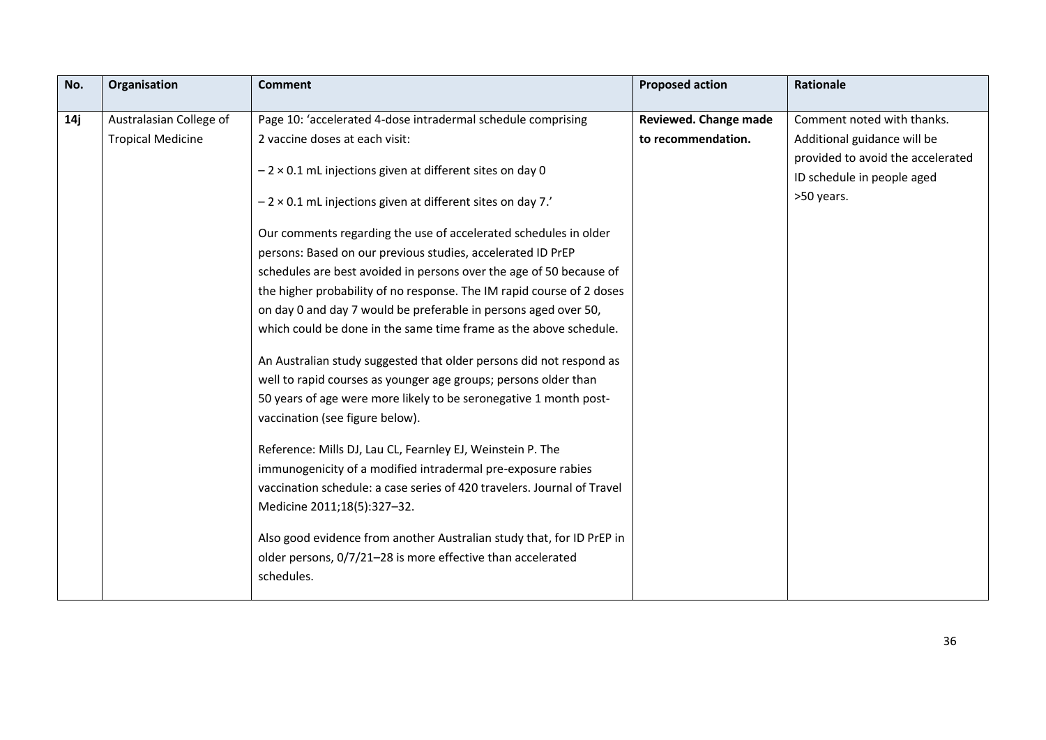| No. | Organisation | Comment | Proposed action | Rationale |
|---|---|---|---|---|
| **14j** | Australasian College of Tropical Medicine | Page 10: 'accelerated 4-dose intradermal schedule comprising 2 vaccine doses at each visit:<br><br>– 2 × 0.1 mL injections given at different sites on day 0<br><br>– 2 × 0.1 mL injections given at different sites on day 7.'<br><br>Our comments regarding the use of accelerated schedules in older persons: Based on our previous studies, accelerated ID PrEP schedules are best avoided in persons over the age of 50 because of the higher probability of no response. The IM rapid course of 2 doses on day 0 and day 7 would be preferable in persons aged over 50, which could be done in the same time frame as the above schedule.<br><br>An Australian study suggested that older persons did not respond as well to rapid courses as younger age groups; persons older than 50 years of age were more likely to be seronegative 1 month post-vaccination (see figure below).<br><br>Reference: Mills DJ, Lau CL, Fearnley EJ, Weinstein P. The immunogenicity of a modified intradermal pre-exposure rabies vaccination schedule: a case series of 420 travelers. Journal of Travel Medicine 2011;18(5):327–32.<br><br>Also good evidence from another Australian study that, for ID PrEP in older persons, 0/7/21–28 is more effective than accelerated schedules. | **Reviewed. Change made to recommendation.** | Comment noted with thanks. Additional guidance will be provided to avoid the accelerated ID schedule in people aged >50 years. |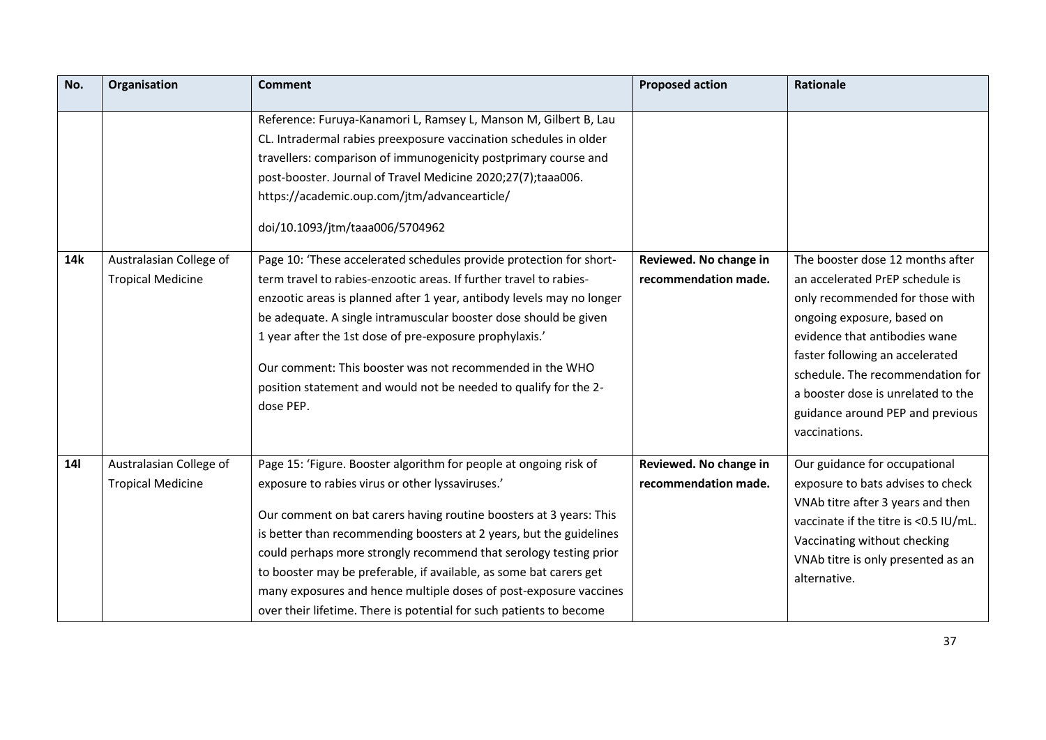| No. | Organisation | Comment | Proposed action | Rationale |
|---|---|---|---|---|
| | | Reference: Furuya-Kanamori L, Ramsey L, Manson M, Gilbert B, Lau CL. Intradermal rabies preexposure vaccination schedules in older travellers: comparison of immunogenicity postprimary course and post-booster. Journal of Travel Medicine 2020;27(7);taaa006. https://academic.oup.com/jtm/advancearticle/ doi/10.1093/jtm/taaa006/5704962 | | |
| **14k** | Australasian College of Tropical Medicine | Page 10: 'These accelerated schedules provide protection for short-term travel to rabies-enzootic areas. If further travel to rabies-enzootic areas is planned after 1 year, antibody levels may no longer be adequate. A single intramuscular booster dose should be given 1 year after the 1st dose of pre-exposure prophylaxis.' Our comment: This booster was not recommended in the WHO position statement and would not be needed to qualify for the 2-dose PEP. | **Reviewed. No change in recommendation made.** | The booster dose 12 months after an accelerated PrEP schedule is only recommended for those with ongoing exposure, based on evidence that antibodies wane faster following an accelerated schedule. The recommendation for a booster dose is unrelated to the guidance around PEP and previous vaccinations. |
| **14l** | Australasian College of Tropical Medicine | Page 15: 'Figure. Booster algorithm for people at ongoing risk of exposure to rabies virus or other lyssaviruses.' Our comment on bat carers having routine boosters at 3 years: This is better than recommending boosters at 2 years, but the guidelines could perhaps more strongly recommend that serology testing prior to booster may be preferable, if available, as some bat carers get many exposures and hence multiple doses of post-exposure vaccines over their lifetime. There is potential for such patients to become | **Reviewed. No change in recommendation made.** | Our guidance for occupational exposure to bats advises to check VNAb titre after 3 years and then vaccinate if the titre is <0.5 IU/mL. Vaccinating without checking VNAb titre is only presented as an alternative. |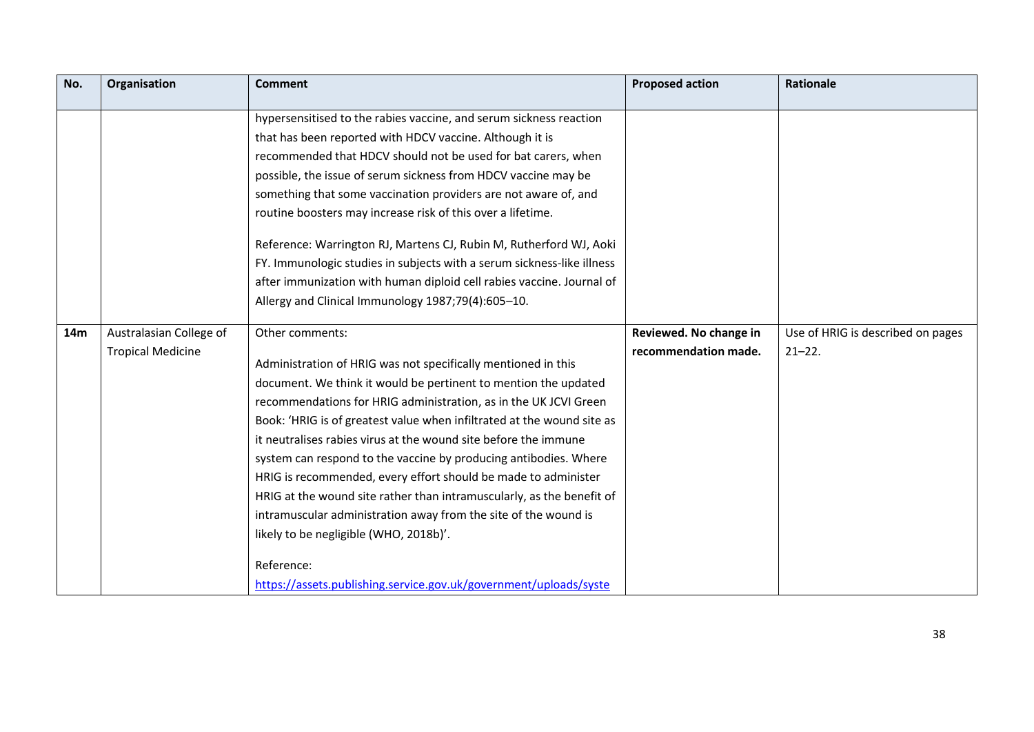| No. | Organisation | Comment | Proposed action | Rationale |
|---|---|---|---|---|
| | | hypersensitised to the rabies vaccine, and serum sickness reaction that has been reported with HDCV vaccine. Although it is recommended that HDCV should not be used for bat carers, when possible, the issue of serum sickness from HDCV vaccine may be something that some vaccination providers are not aware of, and routine boosters may increase risk of this over a lifetime.<br><br>Reference: Warrington RJ, Martens CJ, Rubin M, Rutherford WJ, Aoki FY. Immunologic studies in subjects with a serum sickness-like illness after immunization with human diploid cell rabies vaccine. Journal of Allergy and Clinical Immunology 1987;79(4):605–10. | | |
| **14m** | Australasian College of Tropical Medicine | Other comments:<br><br>Administration of HRIG was not specifically mentioned in this document. We think it would be pertinent to mention the updated recommendations for HRIG administration, as in the UK JCVI Green Book: 'HRIG is of greatest value when infiltrated at the wound site as it neutralises rabies virus at the wound site before the immune system can respond to the vaccine by producing antibodies. Where HRIG is recommended, every effort should be made to administer HRIG at the wound site rather than intramuscularly, as the benefit of intramuscular administration away from the site of the wound is likely to be negligible (WHO, 2018b)'.<br><br>Reference:<br>https://assets.publishing.service.gov.uk/government/uploads/syste | **Reviewed. No change in recommendation made.** | Use of HRIG is described on pages 21–22. |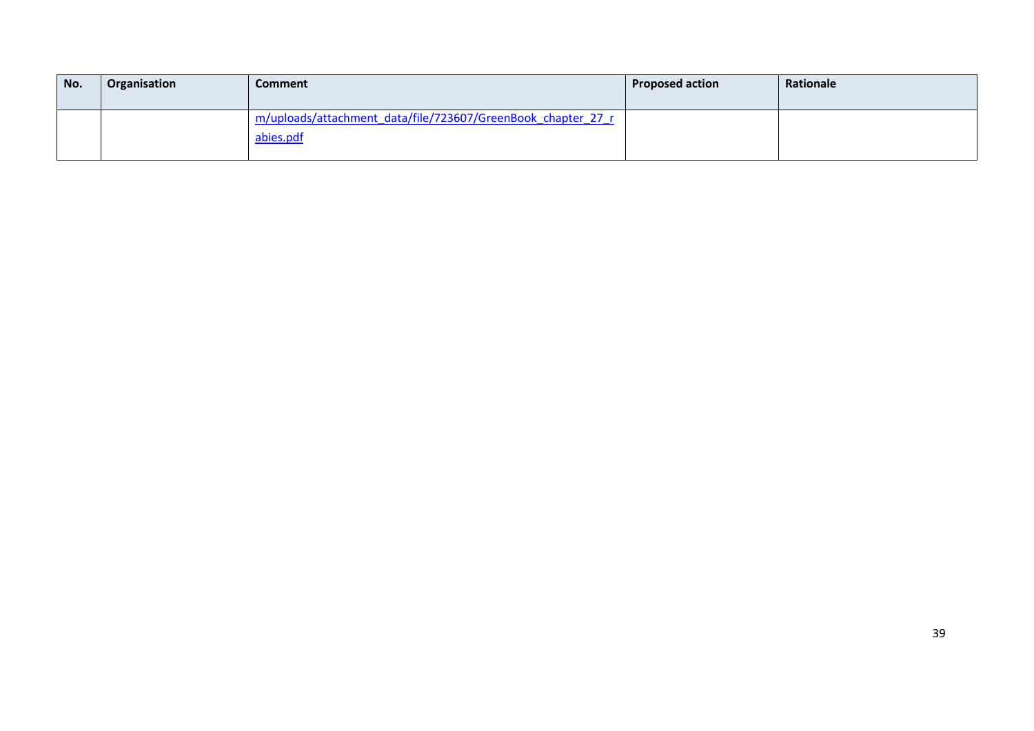| No. | Organisation | Comment | Proposed action | Rationale |
|---|---|---|---|---|
| | | m/uploads/attachment_data/file/723607/GreenBook_chapter_27_rabies.pdf | | |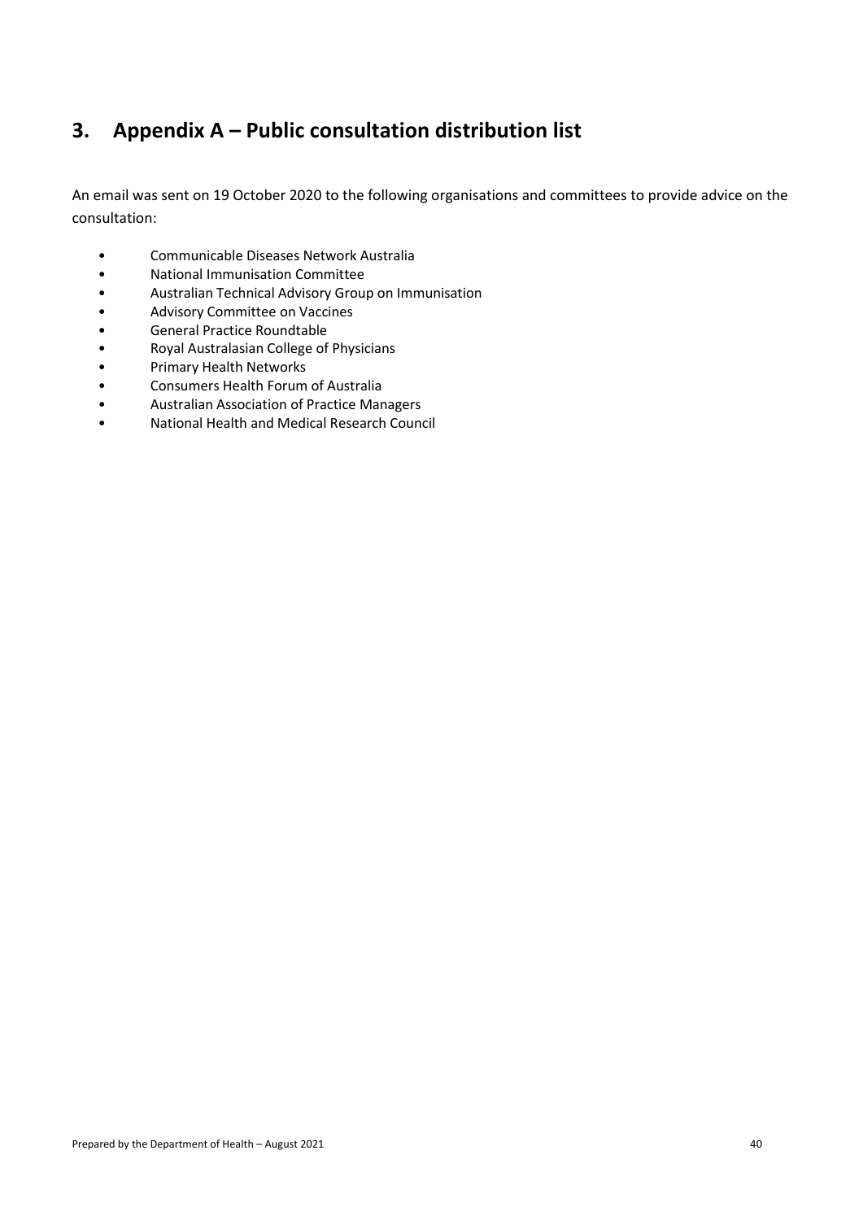# 3. Appendix A – Public consultation distribution list

An email was sent on 19 October 2020 to the following organisations and committees to provide advice on the consultation:

- Communicable Diseases Network Australia
- National Immunisation Committee
- Australian Technical Advisory Group on Immunisation
- Advisory Committee on Vaccines
- General Practice Roundtable
- Royal Australasian College of Physicians
- Primary Health Networks
- Consumers Health Forum of Australia
- Australian Association of Practice Managers
- National Health and Medical Research Council

Prepared by the Department of Health – August 2021